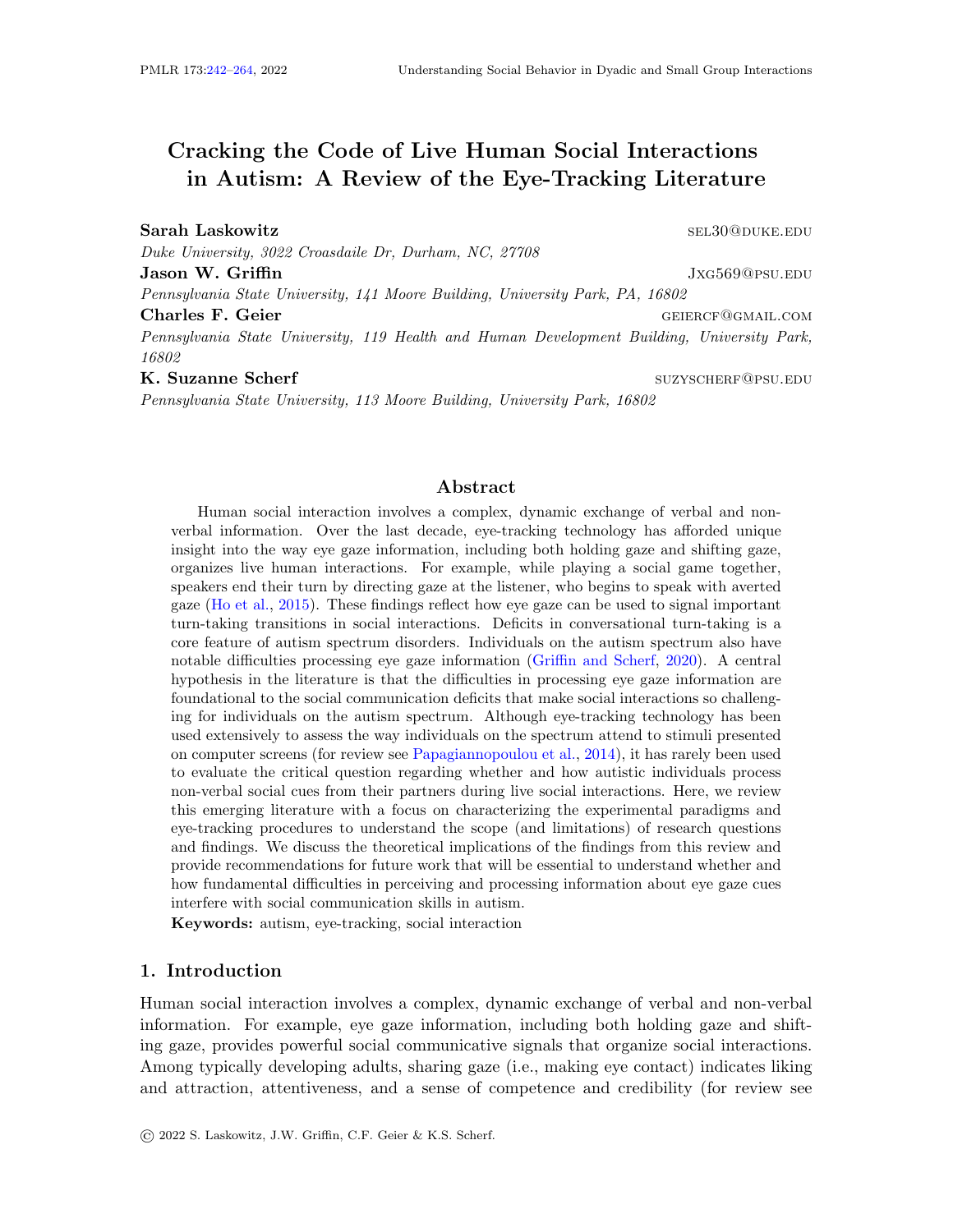# Cracking the Code of Live Human Social Interactions in Autism: A Review of the Eye-Tracking Literature

**Sarah Laskowitz** sel30@duke.edu
*Duke University, 3022 Croasdaile Dr, Durham, NC, 27708*

**Jason W. Griffin** Jxg569@psu.edu
*Pennsylvania State University, 141 Moore Building, University Park, PA, 16802*

**Charles F. Geier** geiercf@gmail.com
*Pennsylvania State University, 119 Health and Human Development Building, University Park, 16802*

**K. Suzanne Scherf** suzyscherf@psu.edu
*Pennsylvania State University, 113 Moore Building, University Park, 16802*

## Abstract

Human social interaction involves a complex, dynamic exchange of verbal and non-verbal information. Over the last decade, eye-tracking technology has afforded unique insight into the way eye gaze information, including both holding gaze and shifting gaze, organizes live human interactions. For example, while playing a social game together, speakers end their turn by directing gaze at the listener, who begins to speak with averted gaze (Ho et al., 2015). These findings reflect how eye gaze can be used to signal important turn-taking transitions in social interactions. Deficits in conversational turn-taking is a core feature of autism spectrum disorders. Individuals on the autism spectrum also have notable difficulties processing eye gaze information (Griffin and Scherf, 2020). A central hypothesis in the literature is that the difficulties in processing eye gaze information are foundational to the social communication deficits that make social interactions so challenging for individuals on the autism spectrum. Although eye-tracking technology has been used extensively to assess the way individuals on the spectrum attend to stimuli presented on computer screens (for review see Papagiannopoulou et al., 2014), it has rarely been used to evaluate the critical question regarding whether and how autistic individuals process non-verbal social cues from their partners during live social interactions. Here, we review this emerging literature with a focus on characterizing the experimental paradigms and eye-tracking procedures to understand the scope (and limitations) of research questions and findings. We discuss the theoretical implications of the findings from this review and provide recommendations for future work that will be essential to understand whether and how fundamental difficulties in perceiving and processing information about eye gaze cues interfere with social communication skills in autism.

**Keywords:** autism, eye-tracking, social interaction

## 1. Introduction

Human social interaction involves a complex, dynamic exchange of verbal and non-verbal information. For example, eye gaze information, including both holding gaze and shifting gaze, provides powerful social communicative signals that organize social interactions. Among typically developing adults, sharing gaze (i.e., making eye contact) indicates liking and attraction, attentiveness, and a sense of competence and credibility (for review see

© 2022 S. Laskowitz, J.W. Griffin, C.F. Geier & K.S. Scherf.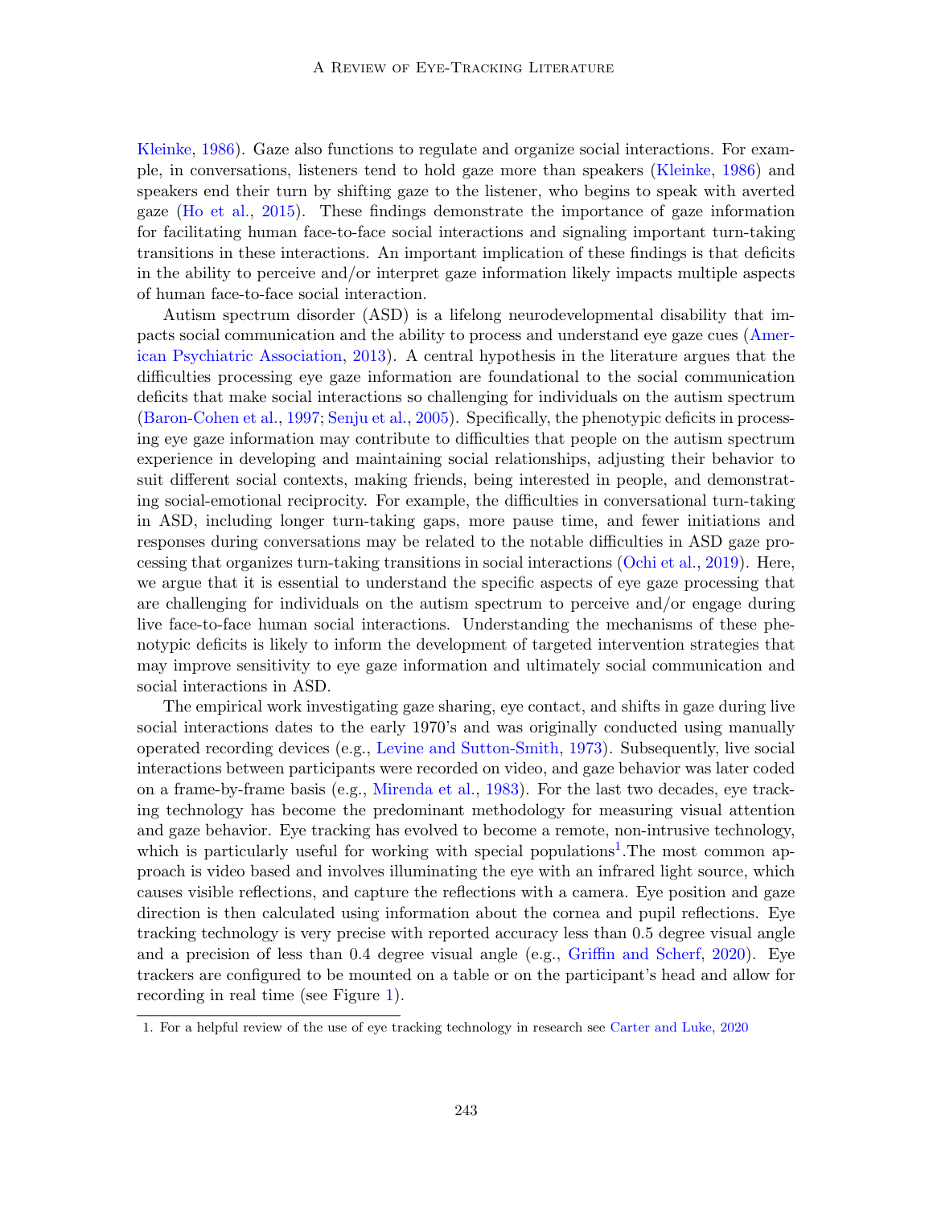Kleinke, 1986). Gaze also functions to regulate and organize social interactions. For example, in conversations, listeners tend to hold gaze more than speakers (Kleinke, 1986) and speakers end their turn by shifting gaze to the listener, who begins to speak with averted gaze (Ho et al., 2015). These findings demonstrate the importance of gaze information for facilitating human face-to-face social interactions and signaling important turn-taking transitions in these interactions. An important implication of these findings is that deficits in the ability to perceive and/or interpret gaze information likely impacts multiple aspects of human face-to-face social interaction.

Autism spectrum disorder (ASD) is a lifelong neurodevelopmental disability that impacts social communication and the ability to process and understand eye gaze cues (American Psychiatric Association, 2013). A central hypothesis in the literature argues that the difficulties processing eye gaze information are foundational to the social communication deficits that make social interactions so challenging for individuals on the autism spectrum (Baron-Cohen et al., 1997; Senju et al., 2005). Specifically, the phenotypic deficits in processing eye gaze information may contribute to difficulties that people on the autism spectrum experience in developing and maintaining social relationships, adjusting their behavior to suit different social contexts, making friends, being interested in people, and demonstrating social-emotional reciprocity. For example, the difficulties in conversational turn-taking in ASD, including longer turn-taking gaps, more pause time, and fewer initiations and responses during conversations may be related to the notable difficulties in ASD gaze processing that organizes turn-taking transitions in social interactions (Ochi et al., 2019). Here, we argue that it is essential to understand the specific aspects of eye gaze processing that are challenging for individuals on the autism spectrum to perceive and/or engage during live face-to-face human social interactions. Understanding the mechanisms of these phenotypic deficits is likely to inform the development of targeted intervention strategies that may improve sensitivity to eye gaze information and ultimately social communication and social interactions in ASD.

The empirical work investigating gaze sharing, eye contact, and shifts in gaze during live social interactions dates to the early 1970's and was originally conducted using manually operated recording devices (e.g., Levine and Sutton-Smith, 1973). Subsequently, live social interactions between participants were recorded on video, and gaze behavior was later coded on a frame-by-frame basis (e.g., Mirenda et al., 1983). For the last two decades, eye tracking technology has become the predominant methodology for measuring visual attention and gaze behavior. Eye tracking has evolved to become a remote, non-intrusive technology, which is particularly useful for working with special populations[1].The most common approach is video based and involves illuminating the eye with an infrared light source, which causes visible reflections, and capture the reflections with a camera. Eye position and gaze direction is then calculated using information about the cornea and pupil reflections. Eye tracking technology is very precise with reported accuracy less than 0.5 degree visual angle and a precision of less than 0.4 degree visual angle (e.g., Griffin and Scherf, 2020). Eye trackers are configured to be mounted on a table or on the participant's head and allow for recording in real time (see Figure 1).

1. For a helpful review of the use of eye tracking technology in research see Carter and Luke, 2020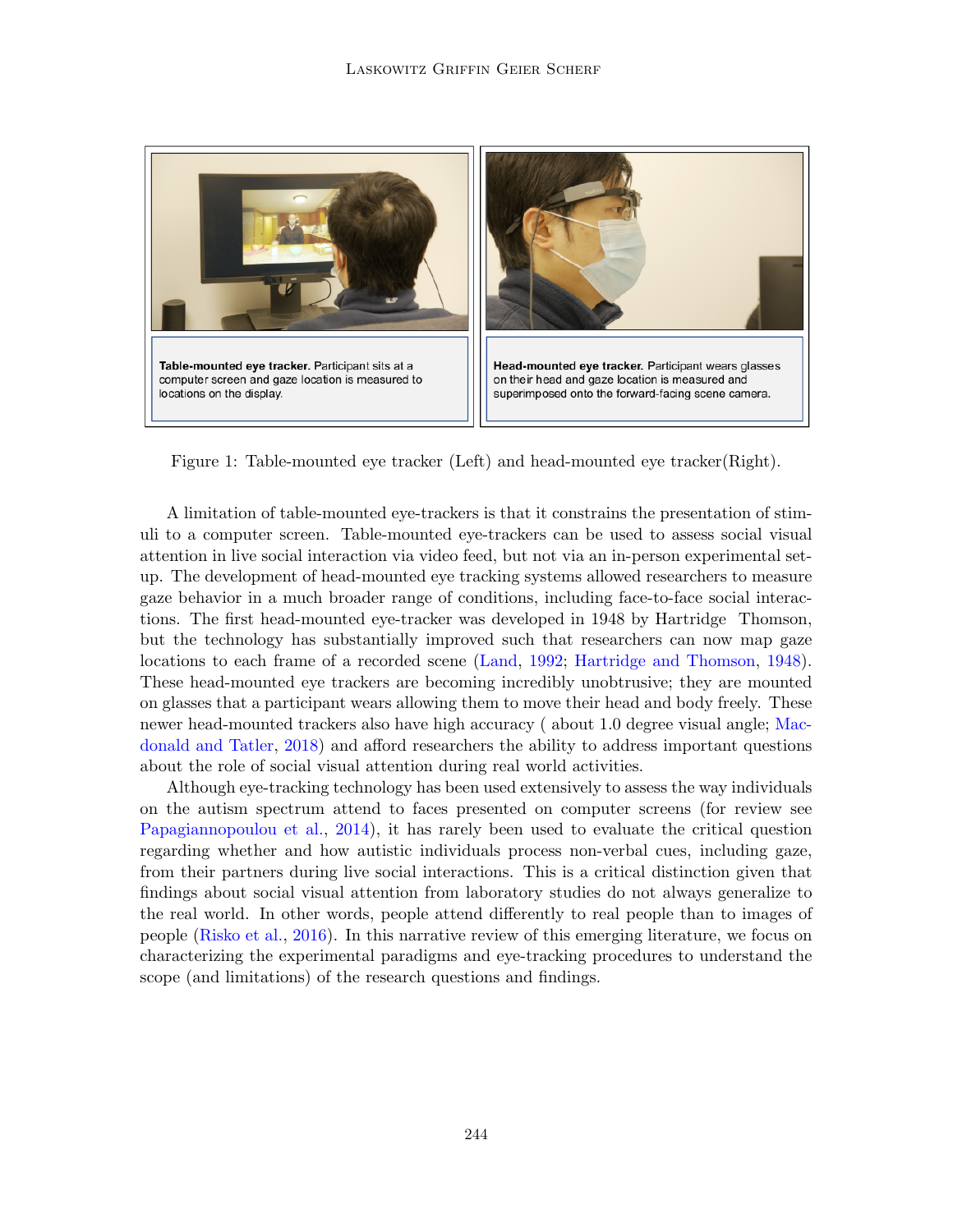**Table-mounted eye tracker.** Participant sits at a computer screen and gaze location is measured to locations on the display.

**Head-mounted eye tracker.** Participant wears glasses on their head and gaze location is measured and superimposed onto the forward-facing scene camera.

Figure 1: Table-mounted eye tracker (Left) and head-mounted eye tracker(Right).

A limitation of table-mounted eye-trackers is that it constrains the presentation of stimuli to a computer screen. Table-mounted eye-trackers can be used to assess social visual attention in live social interaction via video feed, but not via an in-person experimental setup. The development of head-mounted eye tracking systems allowed researchers to measure gaze behavior in a much broader range of conditions, including face-to-face social interactions. The first head-mounted eye-tracker was developed in 1948 by Hartridge Thomson, but the technology has substantially improved such that researchers can now map gaze locations to each frame of a recorded scene (Land, 1992; Hartridge and Thomson, 1948). These head-mounted eye trackers are becoming incredibly unobtrusive; they are mounted on glasses that a participant wears allowing them to move their head and body freely. These newer head-mounted trackers also have high accuracy ( about 1.0 degree visual angle; Macdonald and Tatler, 2018) and afford researchers the ability to address important questions about the role of social visual attention during real world activities.

Although eye-tracking technology has been used extensively to assess the way individuals on the autism spectrum attend to faces presented on computer screens (for review see Papagiannopoulou et al., 2014), it has rarely been used to evaluate the critical question regarding whether and how autistic individuals process non-verbal cues, including gaze, from their partners during live social interactions. This is a critical distinction given that findings about social visual attention from laboratory studies do not always generalize to the real world. In other words, people attend differently to real people than to images of people (Risko et al., 2016). In this narrative review of this emerging literature, we focus on characterizing the experimental paradigms and eye-tracking procedures to understand the scope (and limitations) of the research questions and findings.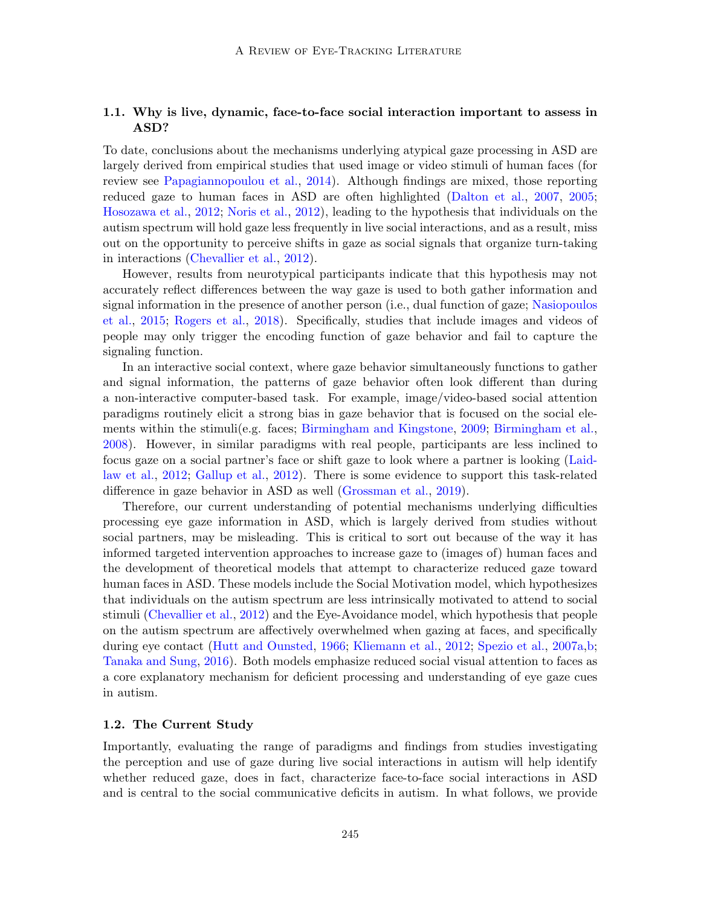### 1.1. Why is live, dynamic, face-to-face social interaction important to assess in ASD?

To date, conclusions about the mechanisms underlying atypical gaze processing in ASD are largely derived from empirical studies that used image or video stimuli of human faces (for review see Papagiannopoulou et al., 2014). Although findings are mixed, those reporting reduced gaze to human faces in ASD are often highlighted (Dalton et al., 2007, 2005; Hosozawa et al., 2012; Noris et al., 2012), leading to the hypothesis that individuals on the autism spectrum will hold gaze less frequently in live social interactions, and as a result, miss out on the opportunity to perceive shifts in gaze as social signals that organize turn-taking in interactions (Chevallier et al., 2012).

However, results from neurotypical participants indicate that this hypothesis may not accurately reflect differences between the way gaze is used to both gather information and signal information in the presence of another person (i.e., dual function of gaze; Nasiopoulos et al., 2015; Rogers et al., 2018). Specifically, studies that include images and videos of people may only trigger the encoding function of gaze behavior and fail to capture the signaling function.

In an interactive social context, where gaze behavior simultaneously functions to gather and signal information, the patterns of gaze behavior often look different than during a non-interactive computer-based task. For example, image/video-based social attention paradigms routinely elicit a strong bias in gaze behavior that is focused on the social elements within the stimuli(e.g. faces; Birmingham and Kingstone, 2009; Birmingham et al., 2008). However, in similar paradigms with real people, participants are less inclined to focus gaze on a social partner's face or shift gaze to look where a partner is looking (Laidlaw et al., 2012; Gallup et al., 2012). There is some evidence to support this task-related difference in gaze behavior in ASD as well (Grossman et al., 2019).

Therefore, our current understanding of potential mechanisms underlying difficulties processing eye gaze information in ASD, which is largely derived from studies without social partners, may be misleading. This is critical to sort out because of the way it has informed targeted intervention approaches to increase gaze to (images of) human faces and the development of theoretical models that attempt to characterize reduced gaze toward human faces in ASD. These models include the Social Motivation model, which hypothesizes that individuals on the autism spectrum are less intrinsically motivated to attend to social stimuli (Chevallier et al., 2012) and the Eye-Avoidance model, which hypothesis that people on the autism spectrum are affectively overwhelmed when gazing at faces, and specifically during eye contact (Hutt and Ounsted, 1966; Kliemann et al., 2012; Spezio et al., 2007a,b; Tanaka and Sung, 2016). Both models emphasize reduced social visual attention to faces as a core explanatory mechanism for deficient processing and understanding of eye gaze cues in autism.

### 1.2. The Current Study

Importantly, evaluating the range of paradigms and findings from studies investigating the perception and use of gaze during live social interactions in autism will help identify whether reduced gaze, does in fact, characterize face-to-face social interactions in ASD and is central to the social communicative deficits in autism. In what follows, we provide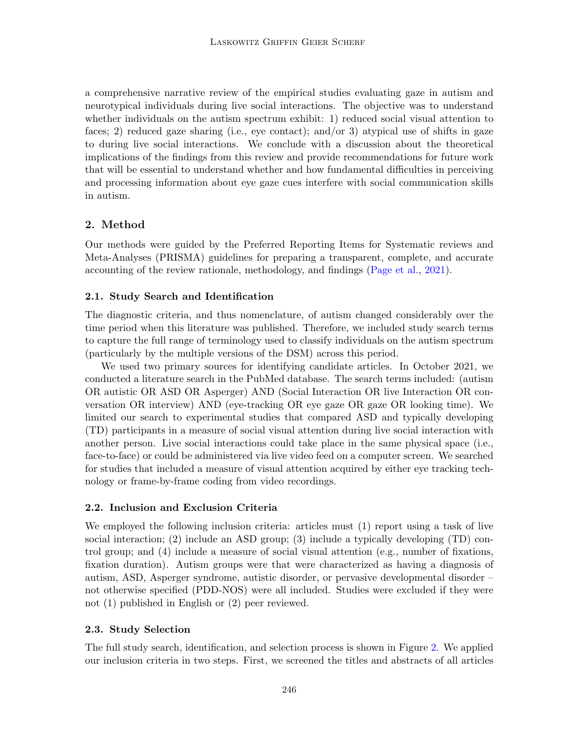a comprehensive narrative review of the empirical studies evaluating gaze in autism and neurotypical individuals during live social interactions. The objective was to understand whether individuals on the autism spectrum exhibit: 1) reduced social visual attention to faces; 2) reduced gaze sharing (i.e., eye contact); and/or 3) atypical use of shifts in gaze to during live social interactions. We conclude with a discussion about the theoretical implications of the findings from this review and provide recommendations for future work that will be essential to understand whether and how fundamental difficulties in perceiving and processing information about eye gaze cues interfere with social communication skills in autism.

## 2. Method

Our methods were guided by the Preferred Reporting Items for Systematic reviews and Meta-Analyses (PRISMA) guidelines for preparing a transparent, complete, and accurate accounting of the review rationale, methodology, and findings (Page et al., 2021).

### 2.1. Study Search and Identification

The diagnostic criteria, and thus nomenclature, of autism changed considerably over the time period when this literature was published. Therefore, we included study search terms to capture the full range of terminology used to classify individuals on the autism spectrum (particularly by the multiple versions of the DSM) across this period.

We used two primary sources for identifying candidate articles. In October 2021, we conducted a literature search in the PubMed database. The search terms included: (autism OR autistic OR ASD OR Asperger) AND (Social Interaction OR live Interaction OR conversation OR interview) AND (eye-tracking OR eye gaze OR gaze OR looking time). We limited our search to experimental studies that compared ASD and typically developing (TD) participants in a measure of social visual attention during live social interaction with another person. Live social interactions could take place in the same physical space (i.e., face-to-face) or could be administered via live video feed on a computer screen. We searched for studies that included a measure of visual attention acquired by either eye tracking technology or frame-by-frame coding from video recordings.

### 2.2. Inclusion and Exclusion Criteria

We employed the following inclusion criteria: articles must (1) report using a task of live social interaction; (2) include an ASD group; (3) include a typically developing (TD) control group; and (4) include a measure of social visual attention (e.g., number of fixations, fixation duration). Autism groups were that were characterized as having a diagnosis of autism, ASD, Asperger syndrome, autistic disorder, or pervasive developmental disorder – not otherwise specified (PDD-NOS) were all included. Studies were excluded if they were not (1) published in English or (2) peer reviewed.

### 2.3. Study Selection

The full study search, identification, and selection process is shown in Figure 2. We applied our inclusion criteria in two steps. First, we screened the titles and abstracts of all articles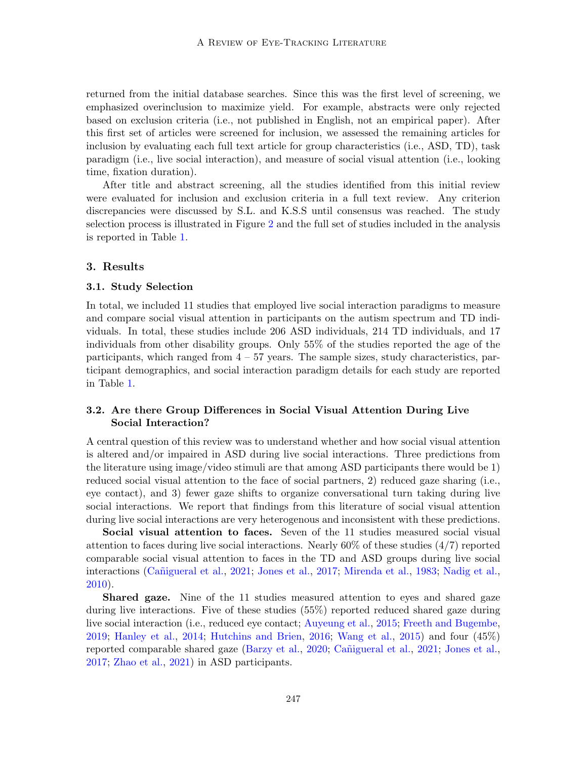returned from the initial database searches. Since this was the first level of screening, we emphasized overinclusion to maximize yield. For example, abstracts were only rejected based on exclusion criteria (i.e., not published in English, not an empirical paper). After this first set of articles were screened for inclusion, we assessed the remaining articles for inclusion by evaluating each full text article for group characteristics (i.e., ASD, TD), task paradigm (i.e., live social interaction), and measure of social visual attention (i.e., looking time, fixation duration).

After title and abstract screening, all the studies identified from this initial review were evaluated for inclusion and exclusion criteria in a full text review. Any criterion discrepancies were discussed by S.L. and K.S.S until consensus was reached. The study selection process is illustrated in Figure 2 and the full set of studies included in the analysis is reported in Table 1.

## 3. Results

### 3.1. Study Selection

In total, we included 11 studies that employed live social interaction paradigms to measure and compare social visual attention in participants on the autism spectrum and TD individuals. In total, these studies include 206 ASD individuals, 214 TD individuals, and 17 individuals from other disability groups. Only 55% of the studies reported the age of the participants, which ranged from 4 – 57 years. The sample sizes, study characteristics, participant demographics, and social interaction paradigm details for each study are reported in Table 1.

### 3.2. Are there Group Differences in Social Visual Attention During Live Social Interaction?

A central question of this review was to understand whether and how social visual attention is altered and/or impaired in ASD during live social interactions. Three predictions from the literature using image/video stimuli are that among ASD participants there would be 1) reduced social visual attention to the face of social partners, 2) reduced gaze sharing (i.e., eye contact), and 3) fewer gaze shifts to organize conversational turn taking during live social interactions. We report that findings from this literature of social visual attention during live social interactions are very heterogenous and inconsistent with these predictions.

**Social visual attention to faces.** Seven of the 11 studies measured social visual attention to faces during live social interactions. Nearly 60% of these studies (4/7) reported comparable social visual attention to faces in the TD and ASD groups during live social interactions (Cañigueral et al., 2021; Jones et al., 2017; Mirenda et al., 1983; Nadig et al., 2010).

**Shared gaze.** Nine of the 11 studies measured attention to eyes and shared gaze during live interactions. Five of these studies (55%) reported reduced shared gaze during live social interaction (i.e., reduced eye contact; Auyeung et al., 2015; Freeth and Bugembe, 2019; Hanley et al., 2014; Hutchins and Brien, 2016; Wang et al., 2015) and four (45%) reported comparable shared gaze (Barzy et al., 2020; Cañigueral et al., 2021; Jones et al., 2017; Zhao et al., 2021) in ASD participants.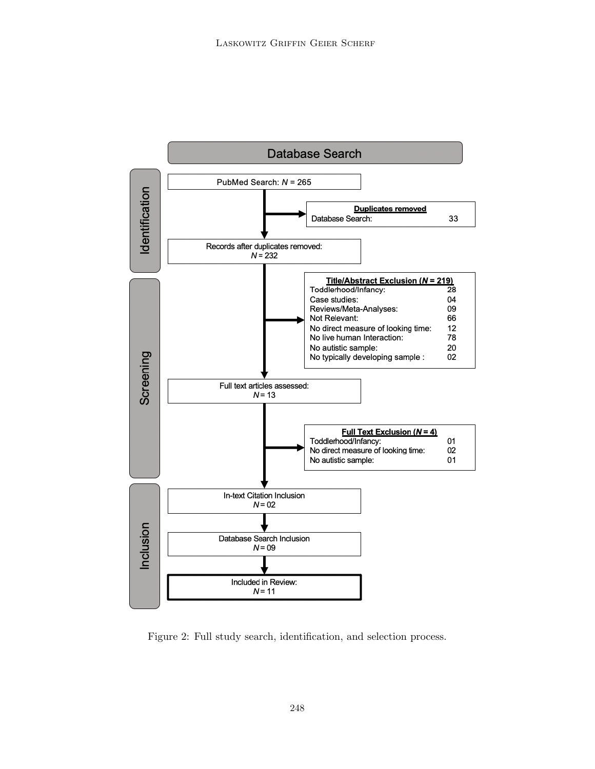**Database Search**

**Identification**

PubMed Search: $N$ = 265

**Duplicates removed**
Database Search: 33

Records after duplicates removed: $N$ = 232

**Screening**

**Title/Abstract Exclusion ($N$ = 219)**

| | |
|---|---|
| Toddlerhood/Infancy: | 28 |
| Case studies: | 04 |
| Reviews/Meta-Analyses: | 09 |
| Not Relevant: | 66 |
| No direct measure of looking time: | 12 |
| No live human Interaction: | 78 |
| No autistic sample: | 20 |
| No typically developing sample : | 02 |

Full text articles assessed: $N$ = 13

**Full Text Exclusion ($N$ = 4)**

| | |
|---|---|
| Toddlerhood/Infancy: | 01 |
| No direct measure of looking time: | 02 |
| No autistic sample: | 01 |

**Inclusion**

In-text Citation Inclusion $N$ = 02

Database Search Inclusion $N$ = 09

Included in Review: $N$ = 11

Figure 2: Full study search, identification, and selection process.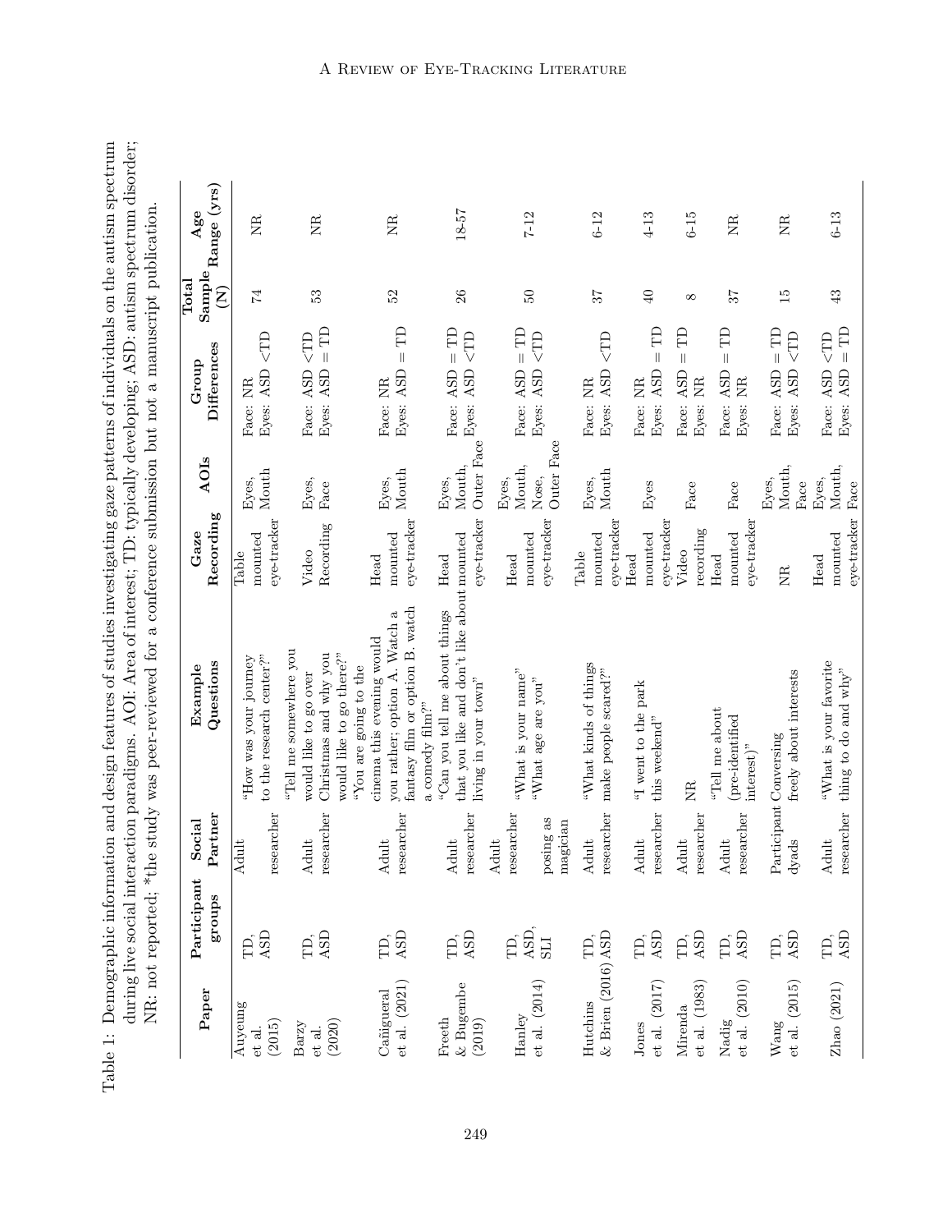Table 1: Demographic information and design features of studies investigating gaze patterns of individuals on the autism spectrum during live social interaction paradigms. AOI: Area of interest; TD: typically developing; ASD: autism spectrum disorder; NR: not reported; *the study was peer-reviewed for a conference submission but not a manuscript publication.

| Paper | Participant groups | Social Partner | Example Questions | Gaze Recording | AOIs | Group Differences | Total Sample (N) | Age Range (yrs) |
|---|---|---|---|---|---|---|---|---|
| Auyeung et al. (2015) | TD, ASD | Adult researcher | "How was your journey to the research center?" | Table mounted eye-tracker | Eyes, Mouth | Face: NR<br>Eyes: ASD <TD | 74 | NR |
| Barzy et al. (2020) | TD, ASD | Adult researcher | "Tell me somewhere you would like to go over Christmas and why you would like to go there?" | Video Recording | Eyes, Face | Face: ASD <TD<br>Eyes: ASD = TD | 53 | NR |
| Cañigueral et al. (2021) | TD, ASD | Adult researcher | "You are going to the cinema this evening would you rather; option A. Watch a fantasy film or option B. watch a comedy film?" | Head mounted eye-tracker | Eyes, Mouth | Face: NR<br>Eyes: ASD = TD | 52 | NR |
| Freeth & Bugembe (2019) | TD, ASD | Adult researcher | "Can you tell me about things that you like and don't like about living in your town" | Head mounted eye-tracker | Eyes, Mouth, Outer Face | Face: ASD = TD<br>Eyes: ASD <TD | 26 | 18-57 |
| Hanley et al. (2014) | TD, ASD, SLI | Adult researcher posing as magician | "What is your name"<br>"What age are you" | Head mounted eye-tracker | Eyes, Mouth, Nose, Outer Face | Face: ASD = TD<br>Eyes: ASD <TD | 50 | 7-12 |
| Hutchins & Brien (2016) | TD, ASD | Adult researcher | "What kinds of things make people scared?" | Table mounted eye-tracker | Eyes, Mouth | Face: NR<br>Eyes: ASD <TD | 37 | 6-12 |
| Jones et al. (2017) | TD, ASD | Adult researcher | "I went to the park this weekend" | Head mounted eye-tracker | Eyes | Face: NR<br>Eyes: ASD = TD | 40 | 4-13 |
| Mirenda et al. (1983) | TD, ASD | Adult researcher | NR | Video recording | Face | Face: ASD = TD<br>Eyes: NR | 8 | 6-15 |
| Nadig et al. (2010) | TD, ASD | Adult researcher | "Tell me about (pre-identified interest)" | Head mounted eye-tracker | Face | Face: ASD = TD<br>Eyes: NR | 37 | NR |
| Wang et al. (2015) | TD, ASD | Participant dyads | Conversing freely about interests | NR | Eyes, Mouth, Face | Face: ASD = TD<br>Eyes: ASD <TD | 15 | NR |
| Zhao (2021) | TD, ASD | Adult researcher | "What is your favorite thing to do and why" | Head mounted eye-tracker | Eyes, Mouth, Face | Face: ASD <TD<br>Eyes: ASD = TD | 43 | 6-13 |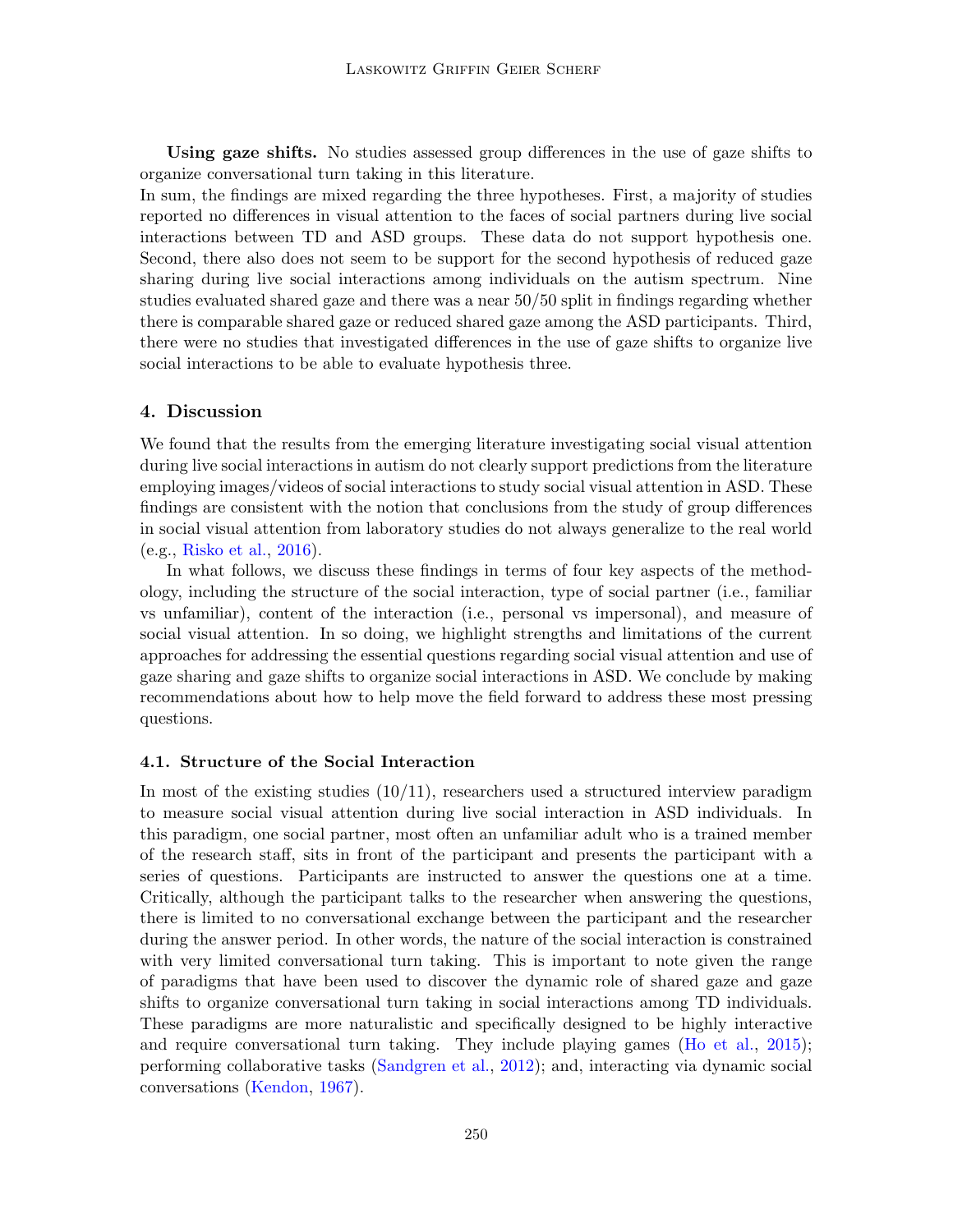**Using gaze shifts.** No studies assessed group differences in the use of gaze shifts to organize conversational turn taking in this literature.

In sum, the findings are mixed regarding the three hypotheses. First, a majority of studies reported no differences in visual attention to the faces of social partners during live social interactions between TD and ASD groups. These data do not support hypothesis one. Second, there also does not seem to be support for the second hypothesis of reduced gaze sharing during live social interactions among individuals on the autism spectrum. Nine studies evaluated shared gaze and there was a near 50/50 split in findings regarding whether there is comparable shared gaze or reduced shared gaze among the ASD participants. Third, there were no studies that investigated differences in the use of gaze shifts to organize live social interactions to be able to evaluate hypothesis three.

## 4. Discussion

We found that the results from the emerging literature investigating social visual attention during live social interactions in autism do not clearly support predictions from the literature employing images/videos of social interactions to study social visual attention in ASD. These findings are consistent with the notion that conclusions from the study of group differences in social visual attention from laboratory studies do not always generalize to the real world (e.g., Risko et al., 2016).

In what follows, we discuss these findings in terms of four key aspects of the methodology, including the structure of the social interaction, type of social partner (i.e., familiar vs unfamiliar), content of the interaction (i.e., personal vs impersonal), and measure of social visual attention. In so doing, we highlight strengths and limitations of the current approaches for addressing the essential questions regarding social visual attention and use of gaze sharing and gaze shifts to organize social interactions in ASD. We conclude by making recommendations about how to help move the field forward to address these most pressing questions.

### 4.1. Structure of the Social Interaction

In most of the existing studies (10/11), researchers used a structured interview paradigm to measure social visual attention during live social interaction in ASD individuals. In this paradigm, one social partner, most often an unfamiliar adult who is a trained member of the research staff, sits in front of the participant and presents the participant with a series of questions. Participants are instructed to answer the questions one at a time. Critically, although the participant talks to the researcher when answering the questions, there is limited to no conversational exchange between the participant and the researcher during the answer period. In other words, the nature of the social interaction is constrained with very limited conversational turn taking. This is important to note given the range of paradigms that have been used to discover the dynamic role of shared gaze and gaze shifts to organize conversational turn taking in social interactions among TD individuals. These paradigms are more naturalistic and specifically designed to be highly interactive and require conversational turn taking. They include playing games (Ho et al., 2015); performing collaborative tasks (Sandgren et al., 2012); and, interacting via dynamic social conversations (Kendon, 1967).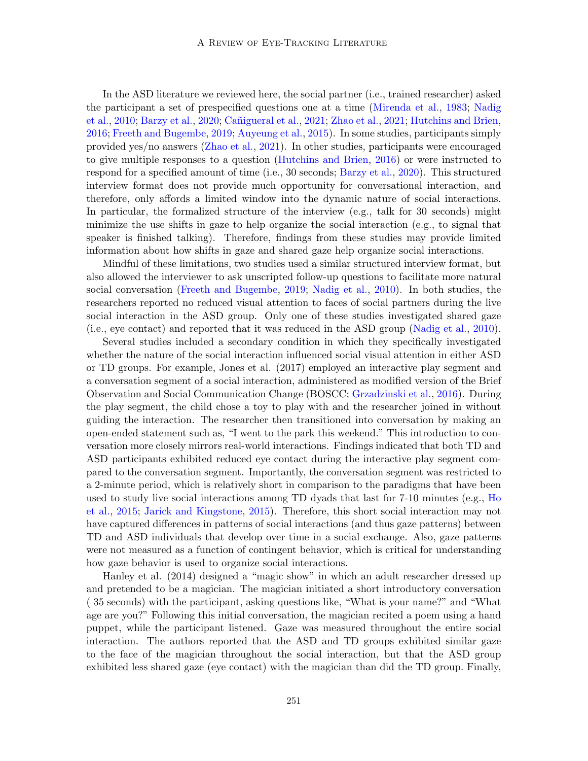In the ASD literature we reviewed here, the social partner (i.e., trained researcher) asked the participant a set of prespecified questions one at a time (Mirenda et al., 1983; Nadig et al., 2010; Barzy et al., 2020; Cañigueral et al., 2021; Zhao et al., 2021; Hutchins and Brien, 2016; Freeth and Bugembe, 2019; Auyeung et al., 2015). In some studies, participants simply provided yes/no answers (Zhao et al., 2021). In other studies, participants were encouraged to give multiple responses to a question (Hutchins and Brien, 2016) or were instructed to respond for a specified amount of time (i.e., 30 seconds; Barzy et al., 2020). This structured interview format does not provide much opportunity for conversational interaction, and therefore, only affords a limited window into the dynamic nature of social interactions. In particular, the formalized structure of the interview (e.g., talk for 30 seconds) might minimize the use shifts in gaze to help organize the social interaction (e.g., to signal that speaker is finished talking). Therefore, findings from these studies may provide limited information about how shifts in gaze and shared gaze help organize social interactions.

Mindful of these limitations, two studies used a similar structured interview format, but also allowed the interviewer to ask unscripted follow-up questions to facilitate more natural social conversation (Freeth and Bugembe, 2019; Nadig et al., 2010). In both studies, the researchers reported no reduced visual attention to faces of social partners during the live social interaction in the ASD group. Only one of these studies investigated shared gaze (i.e., eye contact) and reported that it was reduced in the ASD group (Nadig et al., 2010).

Several studies included a secondary condition in which they specifically investigated whether the nature of the social interaction influenced social visual attention in either ASD or TD groups. For example, Jones et al. (2017) employed an interactive play segment and a conversation segment of a social interaction, administered as modified version of the Brief Observation and Social Communication Change (BOSCC; Grzadzinski et al., 2016). During the play segment, the child chose a toy to play with and the researcher joined in without guiding the interaction. The researcher then transitioned into conversation by making an open-ended statement such as, "I went to the park this weekend." This introduction to conversation more closely mirrors real-world interactions. Findings indicated that both TD and ASD participants exhibited reduced eye contact during the interactive play segment compared to the conversation segment. Importantly, the conversation segment was restricted to a 2-minute period, which is relatively short in comparison to the paradigms that have been used to study live social interactions among TD dyads that last for 7-10 minutes (e.g., Ho et al., 2015; Jarick and Kingstone, 2015). Therefore, this short social interaction may not have captured differences in patterns of social interactions (and thus gaze patterns) between TD and ASD individuals that develop over time in a social exchange. Also, gaze patterns were not measured as a function of contingent behavior, which is critical for understanding how gaze behavior is used to organize social interactions.

Hanley et al. (2014) designed a "magic show" in which an adult researcher dressed up and pretended to be a magician. The magician initiated a short introductory conversation ( 35 seconds) with the participant, asking questions like, "What is your name?" and "What age are you?" Following this initial conversation, the magician recited a poem using a hand puppet, while the participant listened. Gaze was measured throughout the entire social interaction. The authors reported that the ASD and TD groups exhibited similar gaze to the face of the magician throughout the social interaction, but that the ASD group exhibited less shared gaze (eye contact) with the magician than did the TD group. Finally,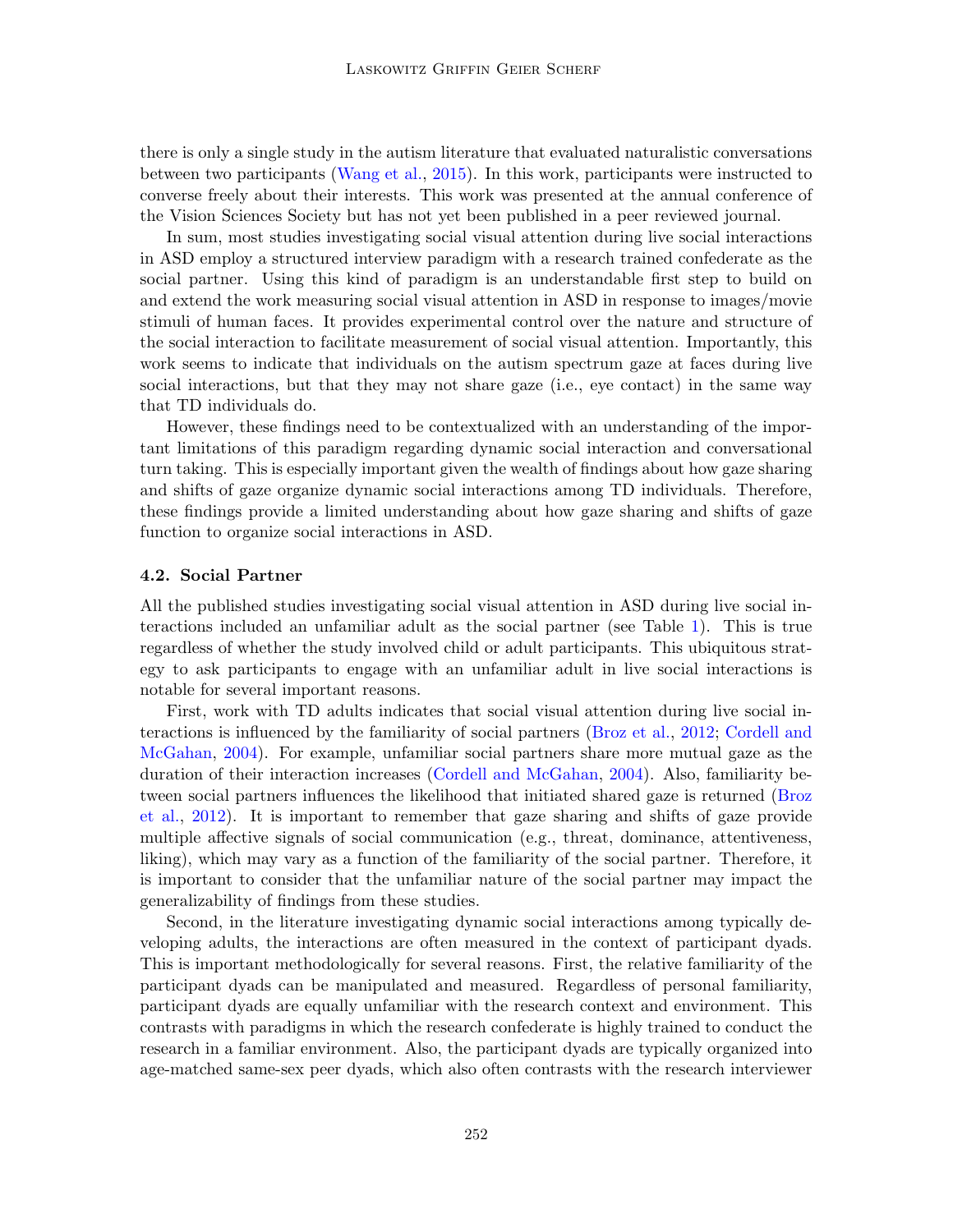there is only a single study in the autism literature that evaluated naturalistic conversations between two participants (Wang et al., 2015). In this work, participants were instructed to converse freely about their interests. This work was presented at the annual conference of the Vision Sciences Society but has not yet been published in a peer reviewed journal.

In sum, most studies investigating social visual attention during live social interactions in ASD employ a structured interview paradigm with a research trained confederate as the social partner. Using this kind of paradigm is an understandable first step to build on and extend the work measuring social visual attention in ASD in response to images/movie stimuli of human faces. It provides experimental control over the nature and structure of the social interaction to facilitate measurement of social visual attention. Importantly, this work seems to indicate that individuals on the autism spectrum gaze at faces during live social interactions, but that they may not share gaze (i.e., eye contact) in the same way that TD individuals do.

However, these findings need to be contextualized with an understanding of the important limitations of this paradigm regarding dynamic social interaction and conversational turn taking. This is especially important given the wealth of findings about how gaze sharing and shifts of gaze organize dynamic social interactions among TD individuals. Therefore, these findings provide a limited understanding about how gaze sharing and shifts of gaze function to organize social interactions in ASD.

### 4.2. Social Partner

All the published studies investigating social visual attention in ASD during live social interactions included an unfamiliar adult as the social partner (see Table 1). This is true regardless of whether the study involved child or adult participants. This ubiquitous strategy to ask participants to engage with an unfamiliar adult in live social interactions is notable for several important reasons.

First, work with TD adults indicates that social visual attention during live social interactions is influenced by the familiarity of social partners (Broz et al., 2012; Cordell and McGahan, 2004). For example, unfamiliar social partners share more mutual gaze as the duration of their interaction increases (Cordell and McGahan, 2004). Also, familiarity between social partners influences the likelihood that initiated shared gaze is returned (Broz et al., 2012). It is important to remember that gaze sharing and shifts of gaze provide multiple affective signals of social communication (e.g., threat, dominance, attentiveness, liking), which may vary as a function of the familiarity of the social partner. Therefore, it is important to consider that the unfamiliar nature of the social partner may impact the generalizability of findings from these studies.

Second, in the literature investigating dynamic social interactions among typically developing adults, the interactions are often measured in the context of participant dyads. This is important methodologically for several reasons. First, the relative familiarity of the participant dyads can be manipulated and measured. Regardless of personal familiarity, participant dyads are equally unfamiliar with the research context and environment. This contrasts with paradigms in which the research confederate is highly trained to conduct the research in a familiar environment. Also, the participant dyads are typically organized into age-matched same-sex peer dyads, which also often contrasts with the research interviewer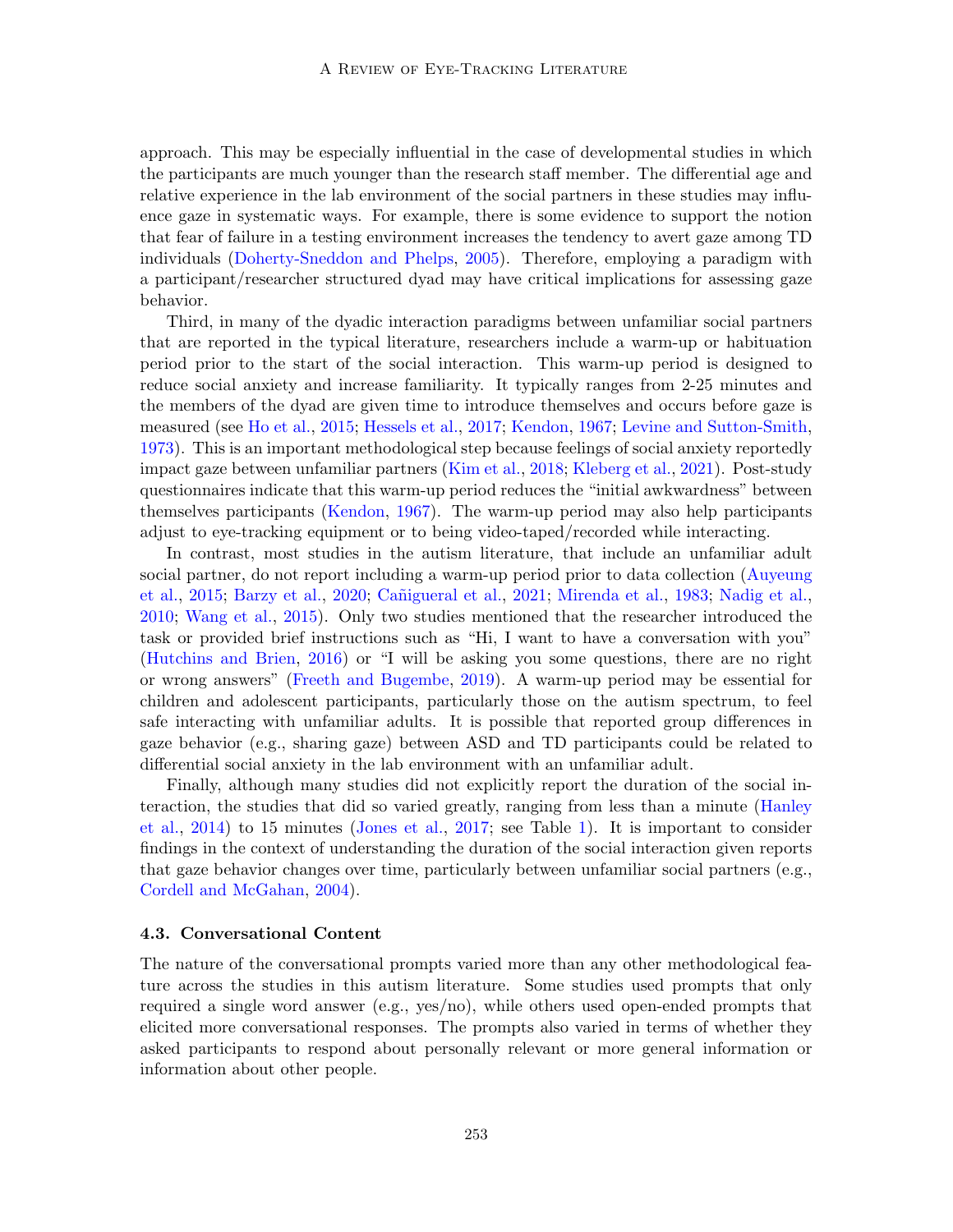approach. This may be especially influential in the case of developmental studies in which the participants are much younger than the research staff member. The differential age and relative experience in the lab environment of the social partners in these studies may influence gaze in systematic ways. For example, there is some evidence to support the notion that fear of failure in a testing environment increases the tendency to avert gaze among TD individuals (Doherty-Sneddon and Phelps, 2005). Therefore, employing a paradigm with a participant/researcher structured dyad may have critical implications for assessing gaze behavior.

Third, in many of the dyadic interaction paradigms between unfamiliar social partners that are reported in the typical literature, researchers include a warm-up or habituation period prior to the start of the social interaction. This warm-up period is designed to reduce social anxiety and increase familiarity. It typically ranges from 2-25 minutes and the members of the dyad are given time to introduce themselves and occurs before gaze is measured (see Ho et al., 2015; Hessels et al., 2017; Kendon, 1967; Levine and Sutton-Smith, 1973). This is an important methodological step because feelings of social anxiety reportedly impact gaze between unfamiliar partners (Kim et al., 2018; Kleberg et al., 2021). Post-study questionnaires indicate that this warm-up period reduces the "initial awkwardness" between themselves participants (Kendon, 1967). The warm-up period may also help participants adjust to eye-tracking equipment or to being video-taped/recorded while interacting.

In contrast, most studies in the autism literature, that include an unfamiliar adult social partner, do not report including a warm-up period prior to data collection (Auyeung et al., 2015; Barzy et al., 2020; Cañigueral et al., 2021; Mirenda et al., 1983; Nadig et al., 2010; Wang et al., 2015). Only two studies mentioned that the researcher introduced the task or provided brief instructions such as "Hi, I want to have a conversation with you" (Hutchins and Brien, 2016) or "I will be asking you some questions, there are no right or wrong answers" (Freeth and Bugembe, 2019). A warm-up period may be essential for children and adolescent participants, particularly those on the autism spectrum, to feel safe interacting with unfamiliar adults. It is possible that reported group differences in gaze behavior (e.g., sharing gaze) between ASD and TD participants could be related to differential social anxiety in the lab environment with an unfamiliar adult.

Finally, although many studies did not explicitly report the duration of the social interaction, the studies that did so varied greatly, ranging from less than a minute (Hanley et al., 2014) to 15 minutes (Jones et al., 2017; see Table 1). It is important to consider findings in the context of understanding the duration of the social interaction given reports that gaze behavior changes over time, particularly between unfamiliar social partners (e.g., Cordell and McGahan, 2004).

### 4.3. Conversational Content

The nature of the conversational prompts varied more than any other methodological feature across the studies in this autism literature. Some studies used prompts that only required a single word answer (e.g., yes/no), while others used open-ended prompts that elicited more conversational responses. The prompts also varied in terms of whether they asked participants to respond about personally relevant or more general information or information about other people.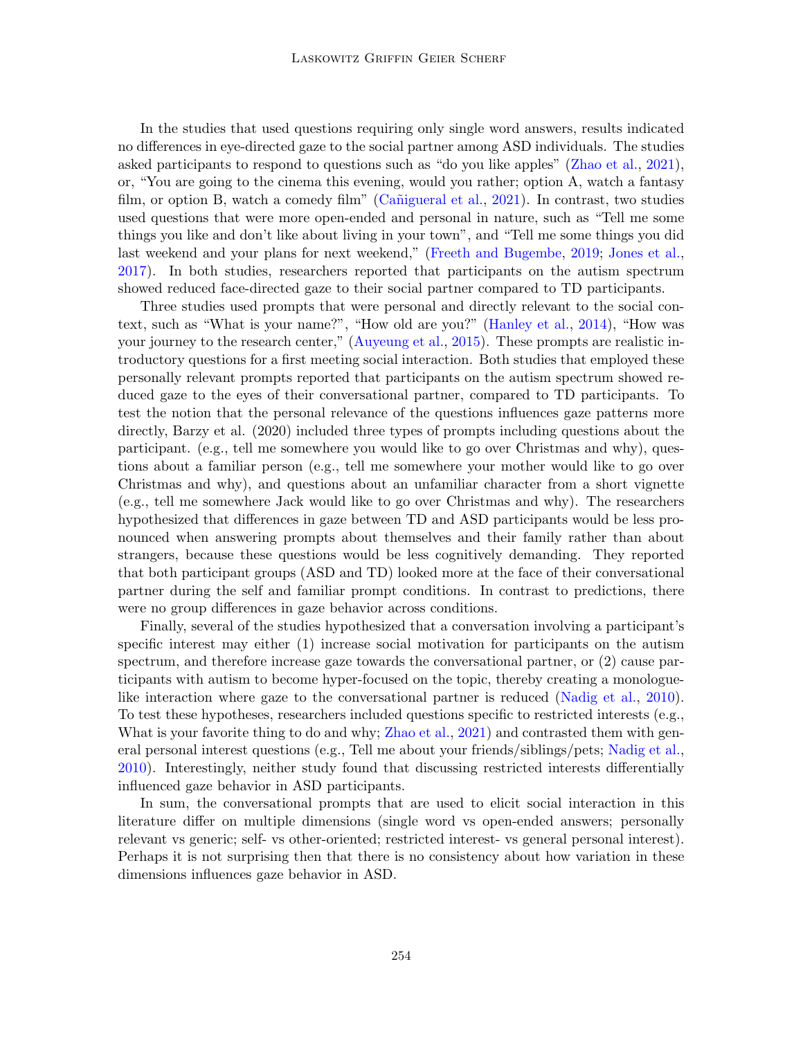In the studies that used questions requiring only single word answers, results indicated no differences in eye-directed gaze to the social partner among ASD individuals. The studies asked participants to respond to questions such as "do you like apples" (Zhao et al., 2021), or, "You are going to the cinema this evening, would you rather; option A, watch a fantasy film, or option B, watch a comedy film" (Cañigueral et al., 2021). In contrast, two studies used questions that were more open-ended and personal in nature, such as "Tell me some things you like and don't like about living in your town", and "Tell me some things you did last weekend and your plans for next weekend," (Freeth and Bugembe, 2019; Jones et al., 2017). In both studies, researchers reported that participants on the autism spectrum showed reduced face-directed gaze to their social partner compared to TD participants.

Three studies used prompts that were personal and directly relevant to the social context, such as "What is your name?", "How old are you?" (Hanley et al., 2014), "How was your journey to the research center," (Auyeung et al., 2015). These prompts are realistic introductory questions for a first meeting social interaction. Both studies that employed these personally relevant prompts reported that participants on the autism spectrum showed reduced gaze to the eyes of their conversational partner, compared to TD participants. To test the notion that the personal relevance of the questions influences gaze patterns more directly, Barzy et al. (2020) included three types of prompts including questions about the participant. (e.g., tell me somewhere you would like to go over Christmas and why), questions about a familiar person (e.g., tell me somewhere your mother would like to go over Christmas and why), and questions about an unfamiliar character from a short vignette (e.g., tell me somewhere Jack would like to go over Christmas and why). The researchers hypothesized that differences in gaze between TD and ASD participants would be less pronounced when answering prompts about themselves and their family rather than about strangers, because these questions would be less cognitively demanding. They reported that both participant groups (ASD and TD) looked more at the face of their conversational partner during the self and familiar prompt conditions. In contrast to predictions, there were no group differences in gaze behavior across conditions.

Finally, several of the studies hypothesized that a conversation involving a participant's specific interest may either (1) increase social motivation for participants on the autism spectrum, and therefore increase gaze towards the conversational partner, or (2) cause participants with autism to become hyper-focused on the topic, thereby creating a monologue-like interaction where gaze to the conversational partner is reduced (Nadig et al., 2010). To test these hypotheses, researchers included questions specific to restricted interests (e.g., What is your favorite thing to do and why; Zhao et al., 2021) and contrasted them with general personal interest questions (e.g., Tell me about your friends/siblings/pets; Nadig et al., 2010). Interestingly, neither study found that discussing restricted interests differentially influenced gaze behavior in ASD participants.

In sum, the conversational prompts that are used to elicit social interaction in this literature differ on multiple dimensions (single word vs open-ended answers; personally relevant vs generic; self- vs other-oriented; restricted interest- vs general personal interest). Perhaps it is not surprising then that there is no consistency about how variation in these dimensions influences gaze behavior in ASD.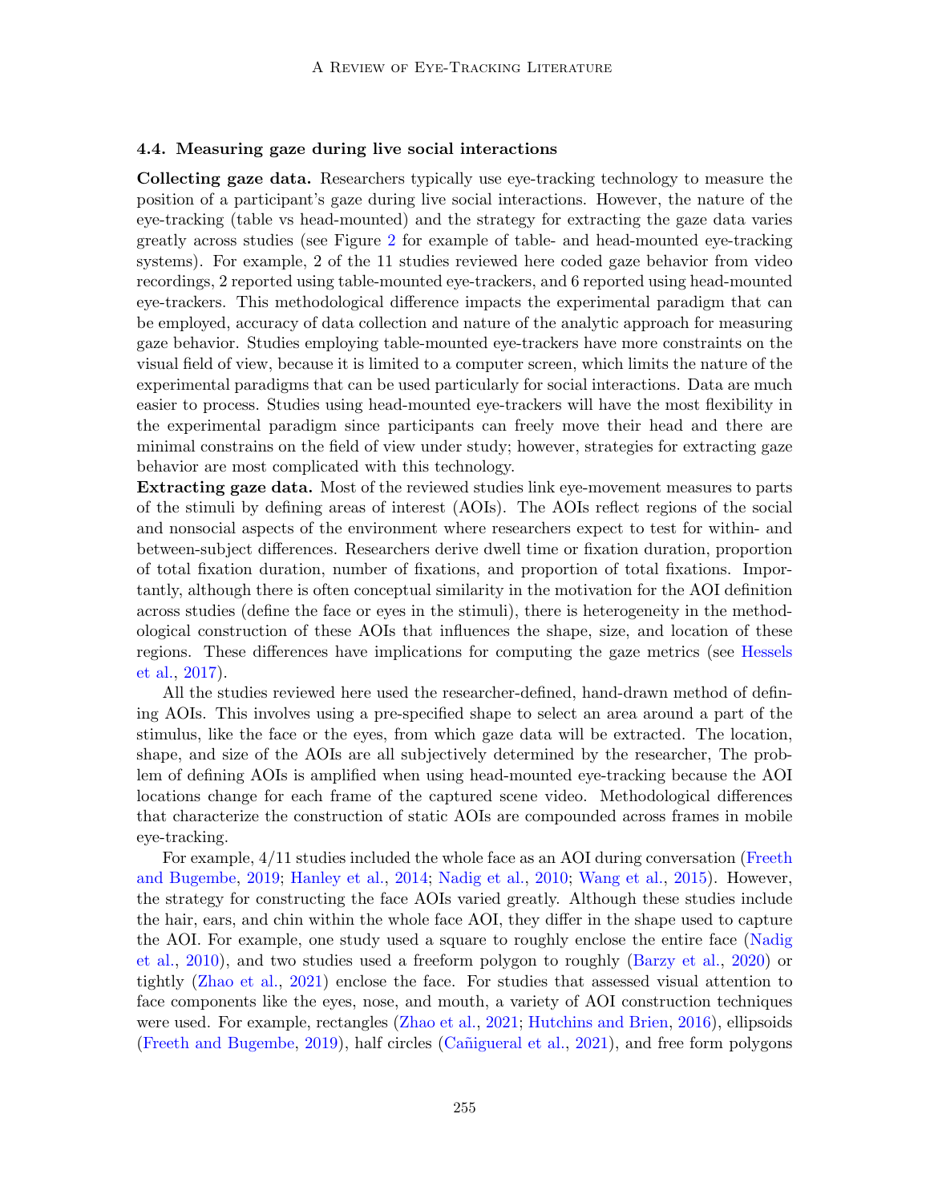### 4.4. Measuring gaze during live social interactions

**Collecting gaze data.** Researchers typically use eye-tracking technology to measure the position of a participant's gaze during live social interactions. However, the nature of the eye-tracking (table vs head-mounted) and the strategy for extracting the gaze data varies greatly across studies (see Figure 2 for example of table- and head-mounted eye-tracking systems). For example, 2 of the 11 studies reviewed here coded gaze behavior from video recordings, 2 reported using table-mounted eye-trackers, and 6 reported using head-mounted eye-trackers. This methodological difference impacts the experimental paradigm that can be employed, accuracy of data collection and nature of the analytic approach for measuring gaze behavior. Studies employing table-mounted eye-trackers have more constraints on the visual field of view, because it is limited to a computer screen, which limits the nature of the experimental paradigms that can be used particularly for social interactions. Data are much easier to process. Studies using head-mounted eye-trackers will have the most flexibility in the experimental paradigm since participants can freely move their head and there are minimal constrains on the field of view under study; however, strategies for extracting gaze behavior are most complicated with this technology.

**Extracting gaze data.** Most of the reviewed studies link eye-movement measures to parts of the stimuli by defining areas of interest (AOIs). The AOIs reflect regions of the social and nonsocial aspects of the environment where researchers expect to test for within- and between-subject differences. Researchers derive dwell time or fixation duration, proportion of total fixation duration, number of fixations, and proportion of total fixations. Importantly, although there is often conceptual similarity in the motivation for the AOI definition across studies (define the face or eyes in the stimuli), there is heterogeneity in the methodological construction of these AOIs that influences the shape, size, and location of these regions. These differences have implications for computing the gaze metrics (see Hessels et al., 2017).

All the studies reviewed here used the researcher-defined, hand-drawn method of defining AOIs. This involves using a pre-specified shape to select an area around a part of the stimulus, like the face or the eyes, from which gaze data will be extracted. The location, shape, and size of the AOIs are all subjectively determined by the researcher, The problem of defining AOIs is amplified when using head-mounted eye-tracking because the AOI locations change for each frame of the captured scene video. Methodological differences that characterize the construction of static AOIs are compounded across frames in mobile eye-tracking.

For example, 4/11 studies included the whole face as an AOI during conversation (Freeth and Bugembe, 2019; Hanley et al., 2014; Nadig et al., 2010; Wang et al., 2015). However, the strategy for constructing the face AOIs varied greatly. Although these studies include the hair, ears, and chin within the whole face AOI, they differ in the shape used to capture the AOI. For example, one study used a square to roughly enclose the entire face (Nadig et al., 2010), and two studies used a freeform polygon to roughly (Barzy et al., 2020) or tightly (Zhao et al., 2021) enclose the face. For studies that assessed visual attention to face components like the eyes, nose, and mouth, a variety of AOI construction techniques were used. For example, rectangles (Zhao et al., 2021; Hutchins and Brien, 2016), ellipsoids (Freeth and Bugembe, 2019), half circles (Cañigueral et al., 2021), and free form polygons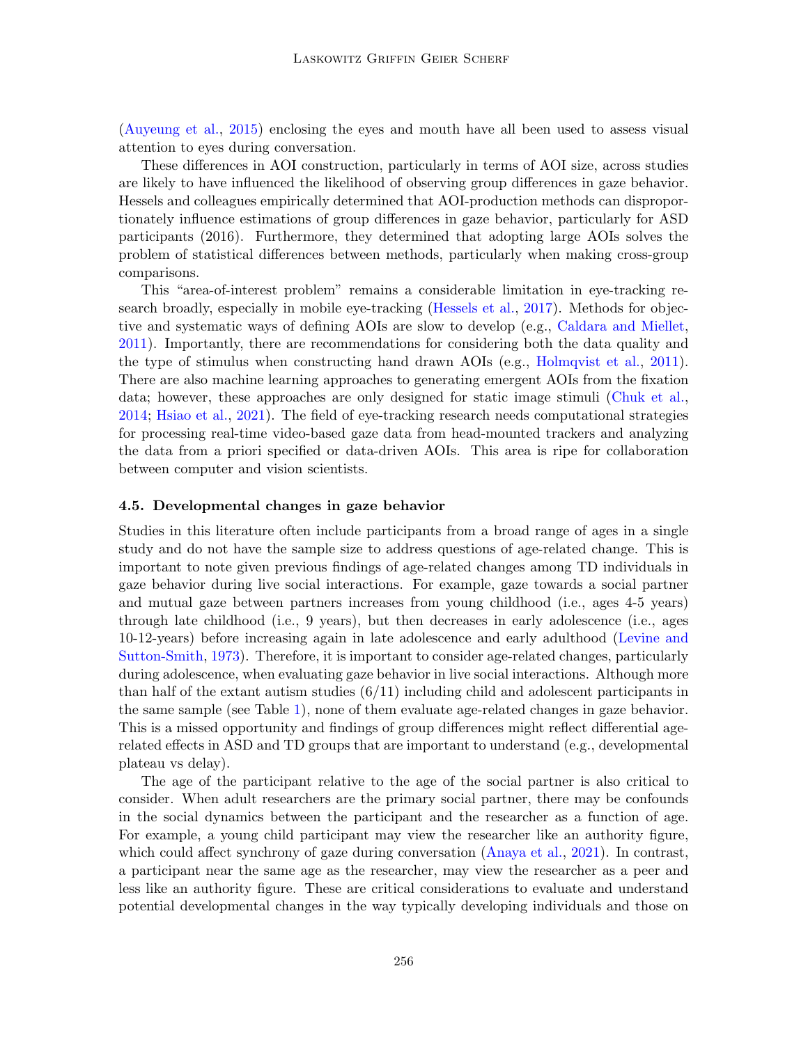(Auyeung et al., 2015) enclosing the eyes and mouth have all been used to assess visual attention to eyes during conversation.

These differences in AOI construction, particularly in terms of AOI size, across studies are likely to have influenced the likelihood of observing group differences in gaze behavior. Hessels and colleagues empirically determined that AOI-production methods can disproportionately influence estimations of group differences in gaze behavior, particularly for ASD participants (2016). Furthermore, they determined that adopting large AOIs solves the problem of statistical differences between methods, particularly when making cross-group comparisons.

This "area-of-interest problem" remains a considerable limitation in eye-tracking research broadly, especially in mobile eye-tracking (Hessels et al., 2017). Methods for objective and systematic ways of defining AOIs are slow to develop (e.g., Caldara and Miellet, 2011). Importantly, there are recommendations for considering both the data quality and the type of stimulus when constructing hand drawn AOIs (e.g., Holmqvist et al., 2011). There are also machine learning approaches to generating emergent AOIs from the fixation data; however, these approaches are only designed for static image stimuli (Chuk et al., 2014; Hsiao et al., 2021). The field of eye-tracking research needs computational strategies for processing real-time video-based gaze data from head-mounted trackers and analyzing the data from a priori specified or data-driven AOIs. This area is ripe for collaboration between computer and vision scientists.

### 4.5. Developmental changes in gaze behavior

Studies in this literature often include participants from a broad range of ages in a single study and do not have the sample size to address questions of age-related change. This is important to note given previous findings of age-related changes among TD individuals in gaze behavior during live social interactions. For example, gaze towards a social partner and mutual gaze between partners increases from young childhood (i.e., ages 4-5 years) through late childhood (i.e., 9 years), but then decreases in early adolescence (i.e., ages 10-12-years) before increasing again in late adolescence and early adulthood (Levine and Sutton-Smith, 1973). Therefore, it is important to consider age-related changes, particularly during adolescence, when evaluating gaze behavior in live social interactions. Although more than half of the extant autism studies (6/11) including child and adolescent participants in the same sample (see Table 1), none of them evaluate age-related changes in gaze behavior. This is a missed opportunity and findings of group differences might reflect differential age-related effects in ASD and TD groups that are important to understand (e.g., developmental plateau vs delay).

The age of the participant relative to the age of the social partner is also critical to consider. When adult researchers are the primary social partner, there may be confounds in the social dynamics between the participant and the researcher as a function of age. For example, a young child participant may view the researcher like an authority figure, which could affect synchrony of gaze during conversation (Anaya et al., 2021). In contrast, a participant near the same age as the researcher, may view the researcher as a peer and less like an authority figure. These are critical considerations to evaluate and understand potential developmental changes in the way typically developing individuals and those on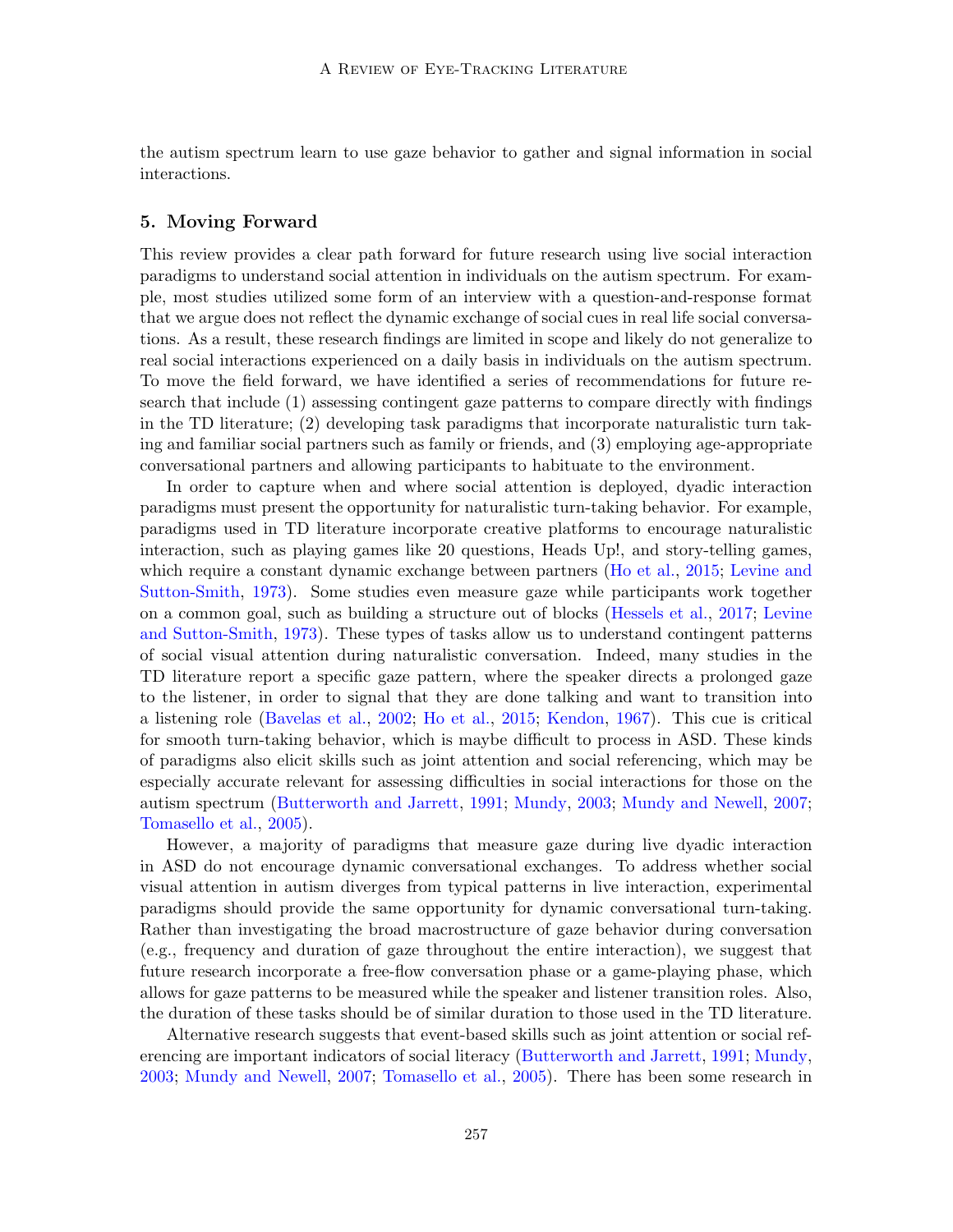the autism spectrum learn to use gaze behavior to gather and signal information in social interactions.

## 5. Moving Forward

This review provides a clear path forward for future research using live social interaction paradigms to understand social attention in individuals on the autism spectrum. For example, most studies utilized some form of an interview with a question-and-response format that we argue does not reflect the dynamic exchange of social cues in real life social conversations. As a result, these research findings are limited in scope and likely do not generalize to real social interactions experienced on a daily basis in individuals on the autism spectrum. To move the field forward, we have identified a series of recommendations for future research that include (1) assessing contingent gaze patterns to compare directly with findings in the TD literature; (2) developing task paradigms that incorporate naturalistic turn taking and familiar social partners such as family or friends, and (3) employing age-appropriate conversational partners and allowing participants to habituate to the environment.

In order to capture when and where social attention is deployed, dyadic interaction paradigms must present the opportunity for naturalistic turn-taking behavior. For example, paradigms used in TD literature incorporate creative platforms to encourage naturalistic interaction, such as playing games like 20 questions, Heads Up!, and story-telling games, which require a constant dynamic exchange between partners (Ho et al., 2015; Levine and Sutton-Smith, 1973). Some studies even measure gaze while participants work together on a common goal, such as building a structure out of blocks (Hessels et al., 2017; Levine and Sutton-Smith, 1973). These types of tasks allow us to understand contingent patterns of social visual attention during naturalistic conversation. Indeed, many studies in the TD literature report a specific gaze pattern, where the speaker directs a prolonged gaze to the listener, in order to signal that they are done talking and want to transition into a listening role (Bavelas et al., 2002; Ho et al., 2015; Kendon, 1967). This cue is critical for smooth turn-taking behavior, which is maybe difficult to process in ASD. These kinds of paradigms also elicit skills such as joint attention and social referencing, which may be especially accurate relevant for assessing difficulties in social interactions for those on the autism spectrum (Butterworth and Jarrett, 1991; Mundy, 2003; Mundy and Newell, 2007; Tomasello et al., 2005).

However, a majority of paradigms that measure gaze during live dyadic interaction in ASD do not encourage dynamic conversational exchanges. To address whether social visual attention in autism diverges from typical patterns in live interaction, experimental paradigms should provide the same opportunity for dynamic conversational turn-taking. Rather than investigating the broad macrostructure of gaze behavior during conversation (e.g., frequency and duration of gaze throughout the entire interaction), we suggest that future research incorporate a free-flow conversation phase or a game-playing phase, which allows for gaze patterns to be measured while the speaker and listener transition roles. Also, the duration of these tasks should be of similar duration to those used in the TD literature.

Alternative research suggests that event-based skills such as joint attention or social referencing are important indicators of social literacy (Butterworth and Jarrett, 1991; Mundy, 2003; Mundy and Newell, 2007; Tomasello et al., 2005). There has been some research in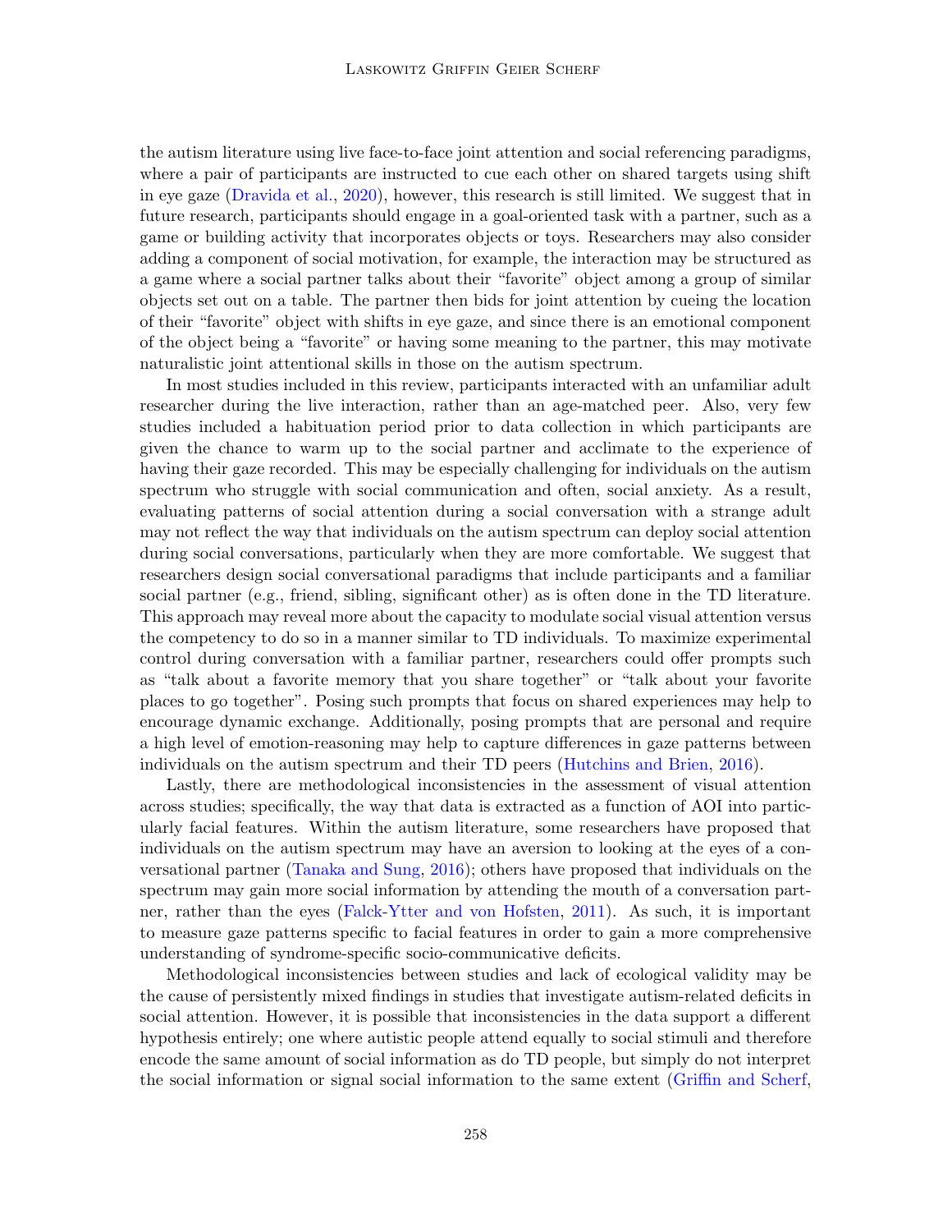the autism literature using live face-to-face joint attention and social referencing paradigms, where a pair of participants are instructed to cue each other on shared targets using shift in eye gaze (Dravida et al., 2020), however, this research is still limited. We suggest that in future research, participants should engage in a goal-oriented task with a partner, such as a game or building activity that incorporates objects or toys. Researchers may also consider adding a component of social motivation, for example, the interaction may be structured as a game where a social partner talks about their "favorite" object among a group of similar objects set out on a table. The partner then bids for joint attention by cueing the location of their "favorite" object with shifts in eye gaze, and since there is an emotional component of the object being a "favorite" or having some meaning to the partner, this may motivate naturalistic joint attentional skills in those on the autism spectrum.

In most studies included in this review, participants interacted with an unfamiliar adult researcher during the live interaction, rather than an age-matched peer. Also, very few studies included a habituation period prior to data collection in which participants are given the chance to warm up to the social partner and acclimate to the experience of having their gaze recorded. This may be especially challenging for individuals on the autism spectrum who struggle with social communication and often, social anxiety. As a result, evaluating patterns of social attention during a social conversation with a strange adult may not reflect the way that individuals on the autism spectrum can deploy social attention during social conversations, particularly when they are more comfortable. We suggest that researchers design social conversational paradigms that include participants and a familiar social partner (e.g., friend, sibling, significant other) as is often done in the TD literature. This approach may reveal more about the capacity to modulate social visual attention versus the competency to do so in a manner similar to TD individuals. To maximize experimental control during conversation with a familiar partner, researchers could offer prompts such as "talk about a favorite memory that you share together" or "talk about your favorite places to go together". Posing such prompts that focus on shared experiences may help to encourage dynamic exchange. Additionally, posing prompts that are personal and require a high level of emotion-reasoning may help to capture differences in gaze patterns between individuals on the autism spectrum and their TD peers (Hutchins and Brien, 2016).

Lastly, there are methodological inconsistencies in the assessment of visual attention across studies; specifically, the way that data is extracted as a function of AOI into particularly facial features. Within the autism literature, some researchers have proposed that individuals on the autism spectrum may have an aversion to looking at the eyes of a conversational partner (Tanaka and Sung, 2016); others have proposed that individuals on the spectrum may gain more social information by attending the mouth of a conversation partner, rather than the eyes (Falck-Ytter and von Hofsten, 2011). As such, it is important to measure gaze patterns specific to facial features in order to gain a more comprehensive understanding of syndrome-specific socio-communicative deficits.

Methodological inconsistencies between studies and lack of ecological validity may be the cause of persistently mixed findings in studies that investigate autism-related deficits in social attention. However, it is possible that inconsistencies in the data support a different hypothesis entirely; one where autistic people attend equally to social stimuli and therefore encode the same amount of social information as do TD people, but simply do not interpret the social information or signal social information to the same extent (Griffin and Scherf,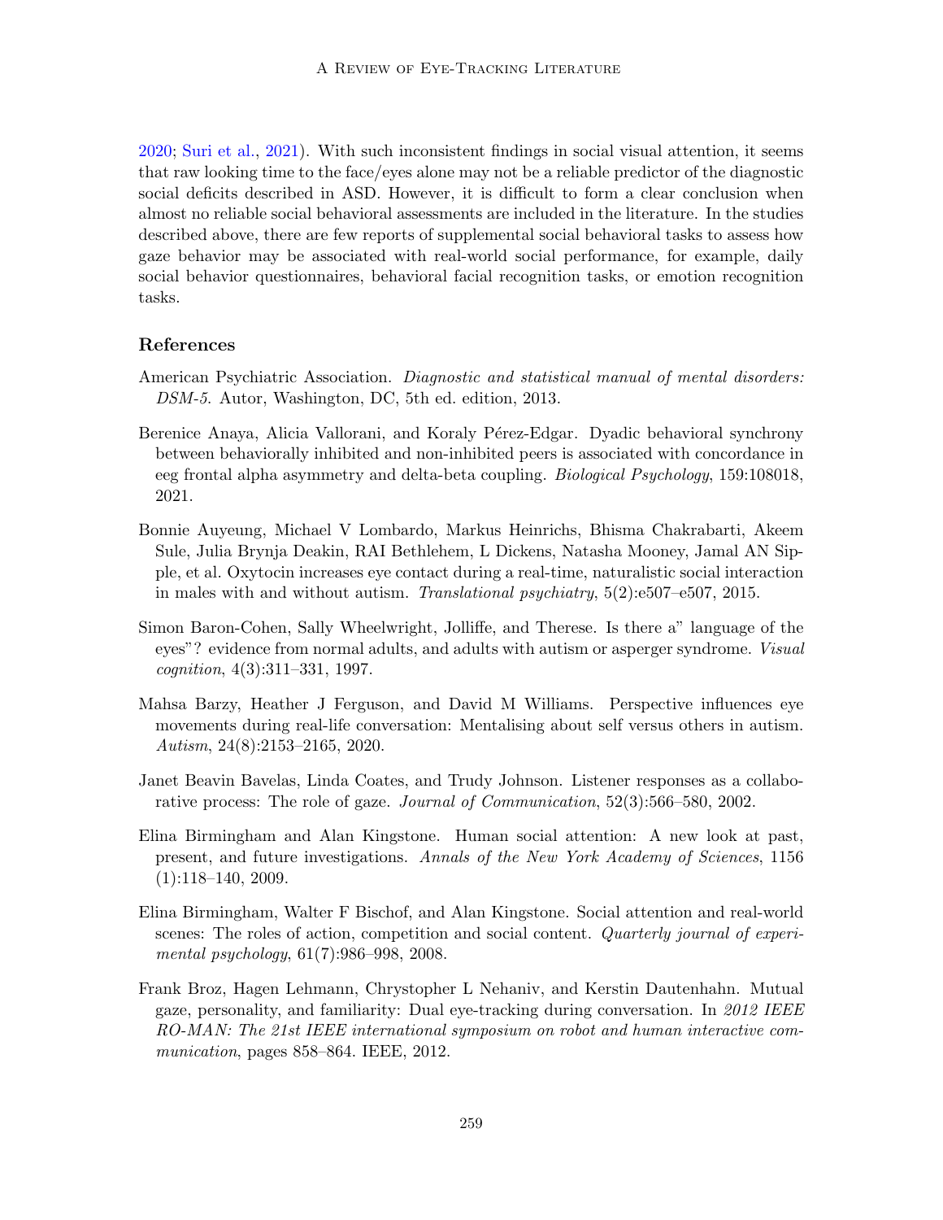2020; Suri et al., 2021). With such inconsistent findings in social visual attention, it seems that raw looking time to the face/eyes alone may not be a reliable predictor of the diagnostic social deficits described in ASD. However, it is difficult to form a clear conclusion when almost no reliable social behavioral assessments are included in the literature. In the studies described above, there are few reports of supplemental social behavioral tasks to assess how gaze behavior may be associated with real-world social performance, for example, daily social behavior questionnaires, behavioral facial recognition tasks, or emotion recognition tasks.

## References

American Psychiatric Association. *Diagnostic and statistical manual of mental disorders: DSM-5*. Autor, Washington, DC, 5th ed. edition, 2013.

Berenice Anaya, Alicia Vallorani, and Koraly Pérez-Edgar. Dyadic behavioral synchrony between behaviorally inhibited and non-inhibited peers is associated with concordance in eeg frontal alpha asymmetry and delta-beta coupling. *Biological Psychology*, 159:108018, 2021.

Bonnie Auyeung, Michael V Lombardo, Markus Heinrichs, Bhisma Chakrabarti, Akeem Sule, Julia Brynja Deakin, RAI Bethlehem, L Dickens, Natasha Mooney, Jamal AN Sipple, et al. Oxytocin increases eye contact during a real-time, naturalistic social interaction in males with and without autism. *Translational psychiatry*, 5(2):e507–e507, 2015.

Simon Baron-Cohen, Sally Wheelwright, Jolliffe, and Therese. Is there a" language of the eyes"? evidence from normal adults, and adults with autism or asperger syndrome. *Visual cognition*, 4(3):311–331, 1997.

Mahsa Barzy, Heather J Ferguson, and David M Williams. Perspective influences eye movements during real-life conversation: Mentalising about self versus others in autism. *Autism*, 24(8):2153–2165, 2020.

Janet Beavin Bavelas, Linda Coates, and Trudy Johnson. Listener responses as a collaborative process: The role of gaze. *Journal of Communication*, 52(3):566–580, 2002.

Elina Birmingham and Alan Kingstone. Human social attention: A new look at past, present, and future investigations. *Annals of the New York Academy of Sciences*, 1156 (1):118–140, 2009.

Elina Birmingham, Walter F Bischof, and Alan Kingstone. Social attention and real-world scenes: The roles of action, competition and social content. *Quarterly journal of experimental psychology*, 61(7):986–998, 2008.

Frank Broz, Hagen Lehmann, Chrystopher L Nehaniv, and Kerstin Dautenhahn. Mutual gaze, personality, and familiarity: Dual eye-tracking during conversation. In *2012 IEEE RO-MAN: The 21st IEEE international symposium on robot and human interactive communication*, pages 858–864. IEEE, 2012.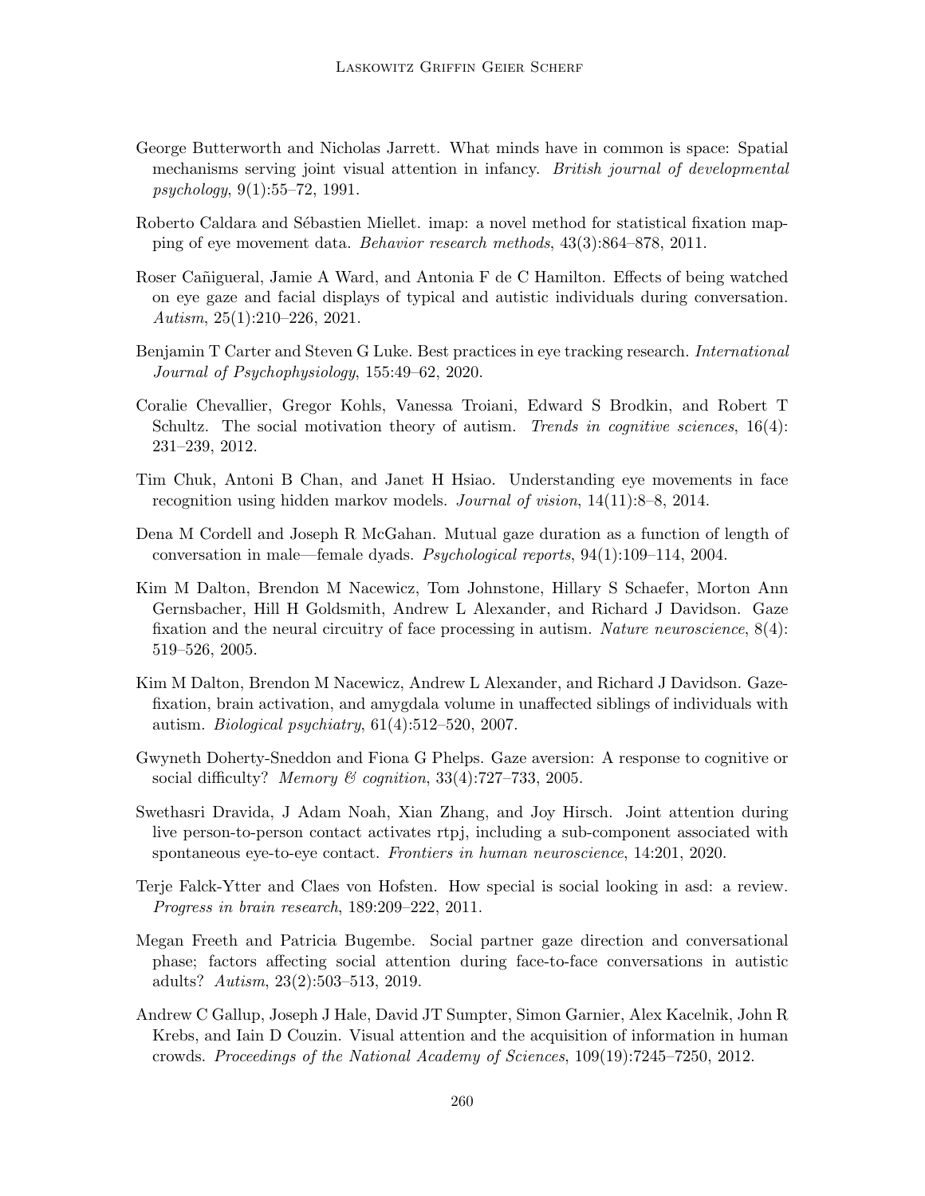George Butterworth and Nicholas Jarrett. What minds have in common is space: Spatial mechanisms serving joint visual attention in infancy. *British journal of developmental psychology*, 9(1):55–72, 1991.

Roberto Caldara and Sébastien Miellet. imap: a novel method for statistical fixation mapping of eye movement data. *Behavior research methods*, 43(3):864–878, 2011.

Roser Cañigueral, Jamie A Ward, and Antonia F de C Hamilton. Effects of being watched on eye gaze and facial displays of typical and autistic individuals during conversation. *Autism*, 25(1):210–226, 2021.

Benjamin T Carter and Steven G Luke. Best practices in eye tracking research. *International Journal of Psychophysiology*, 155:49–62, 2020.

Coralie Chevallier, Gregor Kohls, Vanessa Troiani, Edward S Brodkin, and Robert T Schultz. The social motivation theory of autism. *Trends in cognitive sciences*, 16(4): 231–239, 2012.

Tim Chuk, Antoni B Chan, and Janet H Hsiao. Understanding eye movements in face recognition using hidden markov models. *Journal of vision*, 14(11):8–8, 2014.

Dena M Cordell and Joseph R McGahan. Mutual gaze duration as a function of length of conversation in male—female dyads. *Psychological reports*, 94(1):109–114, 2004.

Kim M Dalton, Brendon M Nacewicz, Tom Johnstone, Hillary S Schaefer, Morton Ann Gernsbacher, Hill H Goldsmith, Andrew L Alexander, and Richard J Davidson. Gaze fixation and the neural circuitry of face processing in autism. *Nature neuroscience*, 8(4): 519–526, 2005.

Kim M Dalton, Brendon M Nacewicz, Andrew L Alexander, and Richard J Davidson. Gaze-fixation, brain activation, and amygdala volume in unaffected siblings of individuals with autism. *Biological psychiatry*, 61(4):512–520, 2007.

Gwyneth Doherty-Sneddon and Fiona G Phelps. Gaze aversion: A response to cognitive or social difficulty? *Memory & cognition*, 33(4):727–733, 2005.

Swethasri Dravida, J Adam Noah, Xian Zhang, and Joy Hirsch. Joint attention during live person-to-person contact activates rtpj, including a sub-component associated with spontaneous eye-to-eye contact. *Frontiers in human neuroscience*, 14:201, 2020.

Terje Falck-Ytter and Claes von Hofsten. How special is social looking in asd: a review. *Progress in brain research*, 189:209–222, 2011.

Megan Freeth and Patricia Bugembe. Social partner gaze direction and conversational phase; factors affecting social attention during face-to-face conversations in autistic adults? *Autism*, 23(2):503–513, 2019.

Andrew C Gallup, Joseph J Hale, David JT Sumpter, Simon Garnier, Alex Kacelnik, John R Krebs, and Iain D Couzin. Visual attention and the acquisition of information in human crowds. *Proceedings of the National Academy of Sciences*, 109(19):7245–7250, 2012.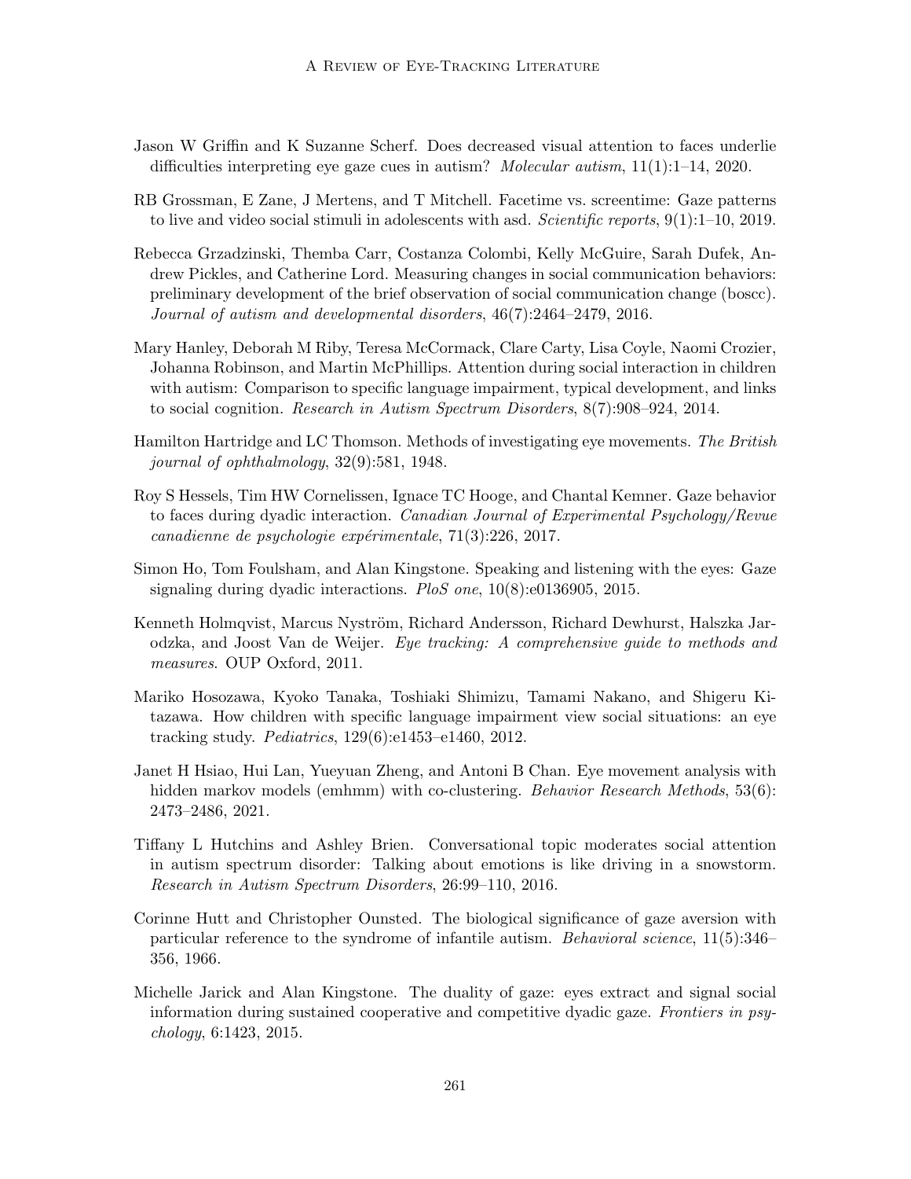Jason W Griffin and K Suzanne Scherf. Does decreased visual attention to faces underlie difficulties interpreting eye gaze cues in autism? *Molecular autism*, 11(1):1–14, 2020.

RB Grossman, E Zane, J Mertens, and T Mitchell. Facetime vs. screentime: Gaze patterns to live and video social stimuli in adolescents with asd. *Scientific reports*, 9(1):1–10, 2019.

Rebecca Grzadzinski, Themba Carr, Costanza Colombi, Kelly McGuire, Sarah Dufek, Andrew Pickles, and Catherine Lord. Measuring changes in social communication behaviors: preliminary development of the brief observation of social communication change (boscc). *Journal of autism and developmental disorders*, 46(7):2464–2479, 2016.

Mary Hanley, Deborah M Riby, Teresa McCormack, Clare Carty, Lisa Coyle, Naomi Crozier, Johanna Robinson, and Martin McPhillips. Attention during social interaction in children with autism: Comparison to specific language impairment, typical development, and links to social cognition. *Research in Autism Spectrum Disorders*, 8(7):908–924, 2014.

Hamilton Hartridge and LC Thomson. Methods of investigating eye movements. *The British journal of ophthalmology*, 32(9):581, 1948.

Roy S Hessels, Tim HW Cornelissen, Ignace TC Hooge, and Chantal Kemner. Gaze behavior to faces during dyadic interaction. *Canadian Journal of Experimental Psychology/Revue canadienne de psychologie expérimentale*, 71(3):226, 2017.

Simon Ho, Tom Foulsham, and Alan Kingstone. Speaking and listening with the eyes: Gaze signaling during dyadic interactions. *PloS one*, 10(8):e0136905, 2015.

Kenneth Holmqvist, Marcus Nyström, Richard Andersson, Richard Dewhurst, Halszka Jarodzka, and Joost Van de Weijer. *Eye tracking: A comprehensive guide to methods and measures*. OUP Oxford, 2011.

Mariko Hosozawa, Kyoko Tanaka, Toshiaki Shimizu, Tamami Nakano, and Shigeru Kitazawa. How children with specific language impairment view social situations: an eye tracking study. *Pediatrics*, 129(6):e1453–e1460, 2012.

Janet H Hsiao, Hui Lan, Yueyuan Zheng, and Antoni B Chan. Eye movement analysis with hidden markov models (emhmm) with co-clustering. *Behavior Research Methods*, 53(6): 2473–2486, 2021.

Tiffany L Hutchins and Ashley Brien. Conversational topic moderates social attention in autism spectrum disorder: Talking about emotions is like driving in a snowstorm. *Research in Autism Spectrum Disorders*, 26:99–110, 2016.

Corinne Hutt and Christopher Ounsted. The biological significance of gaze aversion with particular reference to the syndrome of infantile autism. *Behavioral science*, 11(5):346–356, 1966.

Michelle Jarick and Alan Kingstone. The duality of gaze: eyes extract and signal social information during sustained cooperative and competitive dyadic gaze. *Frontiers in psychology*, 6:1423, 2015.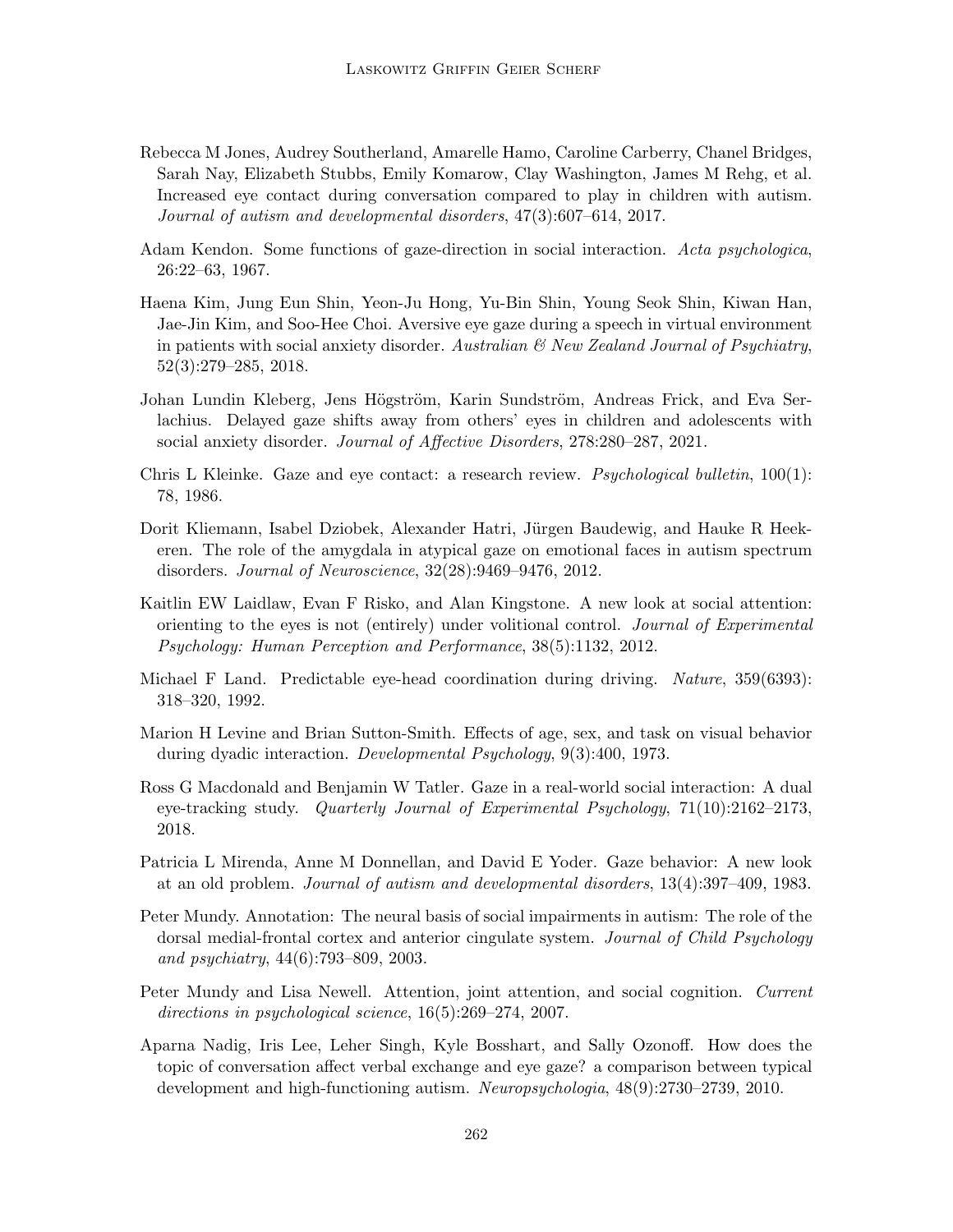Rebecca M Jones, Audrey Southerland, Amarelle Hamo, Caroline Carberry, Chanel Bridges, Sarah Nay, Elizabeth Stubbs, Emily Komarow, Clay Washington, James M Rehg, et al. Increased eye contact during conversation compared to play in children with autism. *Journal of autism and developmental disorders*, 47(3):607–614, 2017.

Adam Kendon. Some functions of gaze-direction in social interaction. *Acta psychologica*, 26:22–63, 1967.

Haena Kim, Jung Eun Shin, Yeon-Ju Hong, Yu-Bin Shin, Young Seok Shin, Kiwan Han, Jae-Jin Kim, and Soo-Hee Choi. Aversive eye gaze during a speech in virtual environment in patients with social anxiety disorder. *Australian & New Zealand Journal of Psychiatry*, 52(3):279–285, 2018.

Johan Lundin Kleberg, Jens Högström, Karin Sundström, Andreas Frick, and Eva Serlachius. Delayed gaze shifts away from others' eyes in children and adolescents with social anxiety disorder. *Journal of Affective Disorders*, 278:280–287, 2021.

Chris L Kleinke. Gaze and eye contact: a research review. *Psychological bulletin*, 100(1): 78, 1986.

Dorit Kliemann, Isabel Dziobek, Alexander Hatri, Jürgen Baudewig, and Hauke R Heekeren. The role of the amygdala in atypical gaze on emotional faces in autism spectrum disorders. *Journal of Neuroscience*, 32(28):9469–9476, 2012.

Kaitlin EW Laidlaw, Evan F Risko, and Alan Kingstone. A new look at social attention: orienting to the eyes is not (entirely) under volitional control. *Journal of Experimental Psychology: Human Perception and Performance*, 38(5):1132, 2012.

Michael F Land. Predictable eye-head coordination during driving. *Nature*, 359(6393): 318–320, 1992.

Marion H Levine and Brian Sutton-Smith. Effects of age, sex, and task on visual behavior during dyadic interaction. *Developmental Psychology*, 9(3):400, 1973.

Ross G Macdonald and Benjamin W Tatler. Gaze in a real-world social interaction: A dual eye-tracking study. *Quarterly Journal of Experimental Psychology*, 71(10):2162–2173, 2018.

Patricia L Mirenda, Anne M Donnellan, and David E Yoder. Gaze behavior: A new look at an old problem. *Journal of autism and developmental disorders*, 13(4):397–409, 1983.

Peter Mundy. Annotation: The neural basis of social impairments in autism: The role of the dorsal medial-frontal cortex and anterior cingulate system. *Journal of Child Psychology and psychiatry*, 44(6):793–809, 2003.

Peter Mundy and Lisa Newell. Attention, joint attention, and social cognition. *Current directions in psychological science*, 16(5):269–274, 2007.

Aparna Nadig, Iris Lee, Leher Singh, Kyle Bosshart, and Sally Ozonoff. How does the topic of conversation affect verbal exchange and eye gaze? a comparison between typical development and high-functioning autism. *Neuropsychologia*, 48(9):2730–2739, 2010.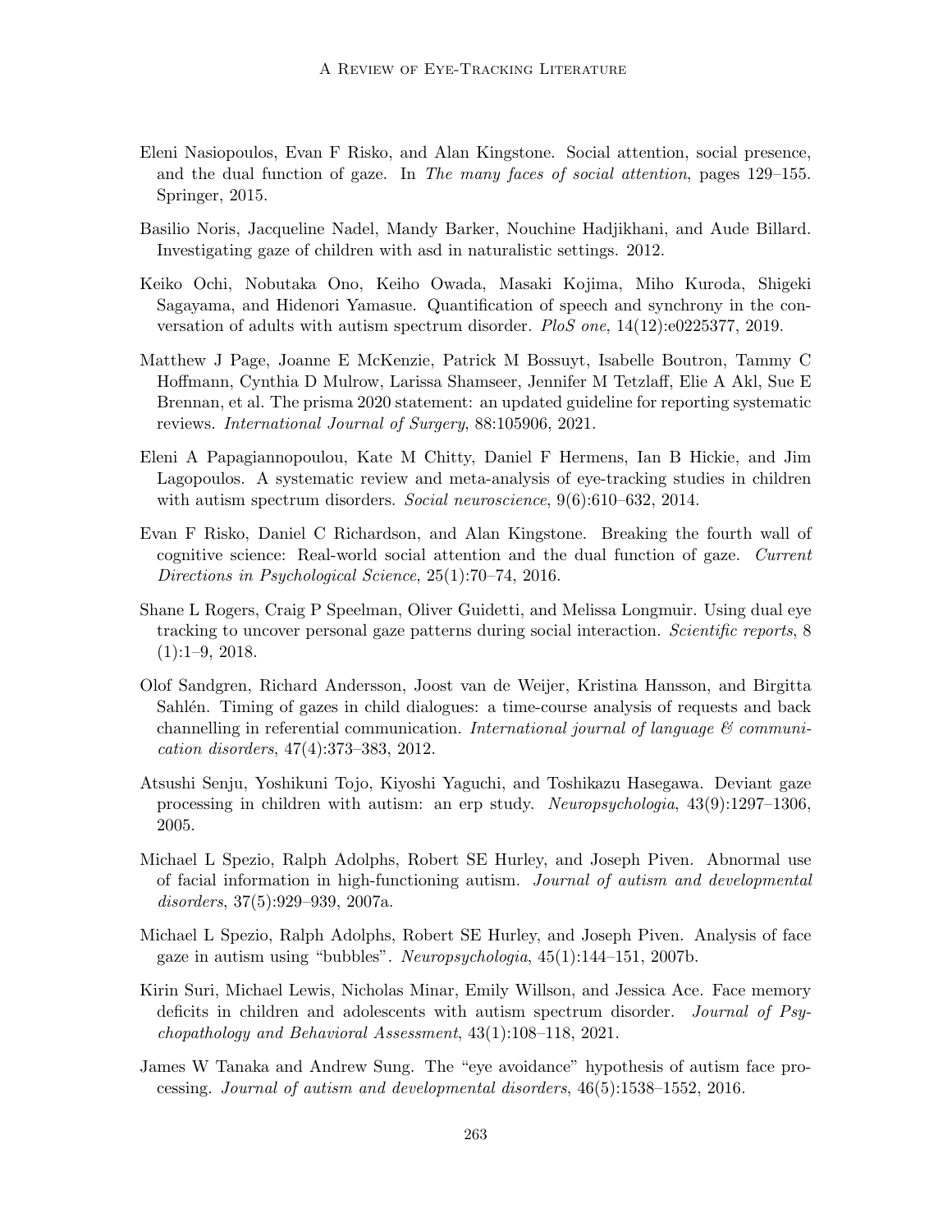Eleni Nasiopoulos, Evan F Risko, and Alan Kingstone. Social attention, social presence, and the dual function of gaze. In *The many faces of social attention*, pages 129–155. Springer, 2015.

Basilio Noris, Jacqueline Nadel, Mandy Barker, Nouchine Hadjikhani, and Aude Billard. Investigating gaze of children with asd in naturalistic settings. 2012.

Keiko Ochi, Nobutaka Ono, Keiho Owada, Masaki Kojima, Miho Kuroda, Shigeki Sagayama, and Hidenori Yamasue. Quantification of speech and synchrony in the conversation of adults with autism spectrum disorder. *PloS one*, 14(12):e0225377, 2019.

Matthew J Page, Joanne E McKenzie, Patrick M Bossuyt, Isabelle Boutron, Tammy C Hoffmann, Cynthia D Mulrow, Larissa Shamseer, Jennifer M Tetzlaff, Elie A Akl, Sue E Brennan, et al. The prisma 2020 statement: an updated guideline for reporting systematic reviews. *International Journal of Surgery*, 88:105906, 2021.

Eleni A Papagiannopoulou, Kate M Chitty, Daniel F Hermens, Ian B Hickie, and Jim Lagopoulos. A systematic review and meta-analysis of eye-tracking studies in children with autism spectrum disorders. *Social neuroscience*, 9(6):610–632, 2014.

Evan F Risko, Daniel C Richardson, and Alan Kingstone. Breaking the fourth wall of cognitive science: Real-world social attention and the dual function of gaze. *Current Directions in Psychological Science*, 25(1):70–74, 2016.

Shane L Rogers, Craig P Speelman, Oliver Guidetti, and Melissa Longmuir. Using dual eye tracking to uncover personal gaze patterns during social interaction. *Scientific reports*, 8 (1):1–9, 2018.

Olof Sandgren, Richard Andersson, Joost van de Weijer, Kristina Hansson, and Birgitta Sahlén. Timing of gazes in child dialogues: a time-course analysis of requests and back channelling in referential communication. *International journal of language & communication disorders*, 47(4):373–383, 2012.

Atsushi Senju, Yoshikuni Tojo, Kiyoshi Yaguchi, and Toshikazu Hasegawa. Deviant gaze processing in children with autism: an erp study. *Neuropsychologia*, 43(9):1297–1306, 2005.

Michael L Spezio, Ralph Adolphs, Robert SE Hurley, and Joseph Piven. Abnormal use of facial information in high-functioning autism. *Journal of autism and developmental disorders*, 37(5):929–939, 2007a.

Michael L Spezio, Ralph Adolphs, Robert SE Hurley, and Joseph Piven. Analysis of face gaze in autism using "bubbles". *Neuropsychologia*, 45(1):144–151, 2007b.

Kirin Suri, Michael Lewis, Nicholas Minar, Emily Willson, and Jessica Ace. Face memory deficits in children and adolescents with autism spectrum disorder. *Journal of Psychopathology and Behavioral Assessment*, 43(1):108–118, 2021.

James W Tanaka and Andrew Sung. The "eye avoidance" hypothesis of autism face processing. *Journal of autism and developmental disorders*, 46(5):1538–1552, 2016.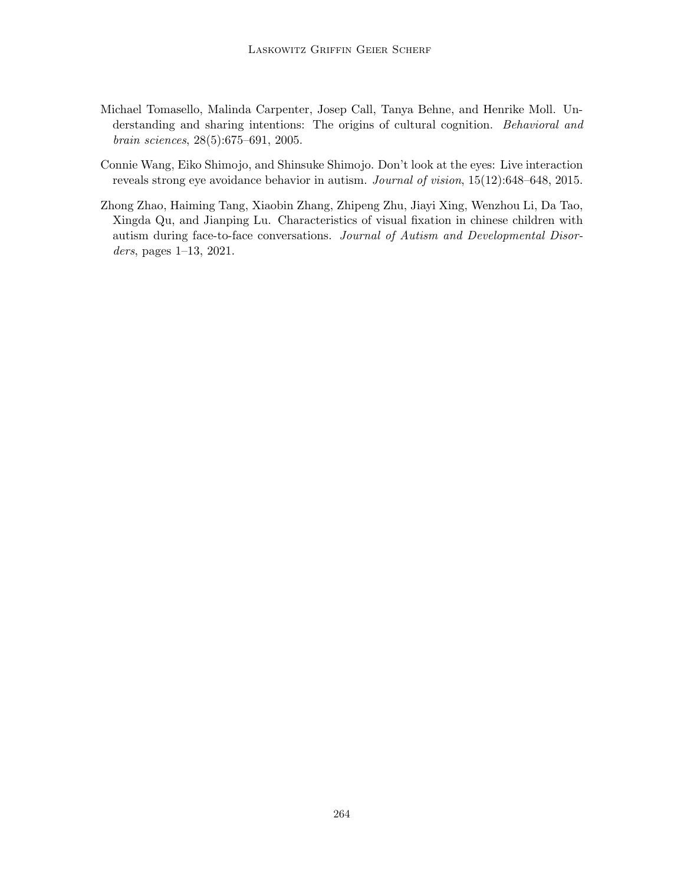Michael Tomasello, Malinda Carpenter, Josep Call, Tanya Behne, and Henrike Moll. Understanding and sharing intentions: The origins of cultural cognition. *Behavioral and brain sciences*, 28(5):675–691, 2005.

Connie Wang, Eiko Shimojo, and Shinsuke Shimojo. Don't look at the eyes: Live interaction reveals strong eye avoidance behavior in autism. *Journal of vision*, 15(12):648–648, 2015.

Zhong Zhao, Haiming Tang, Xiaobin Zhang, Zhipeng Zhu, Jiayi Xing, Wenzhou Li, Da Tao, Xingda Qu, and Jianping Lu. Characteristics of visual fixation in chinese children with autism during face-to-face conversations. *Journal of Autism and Developmental Disorders*, pages 1–13, 2021.